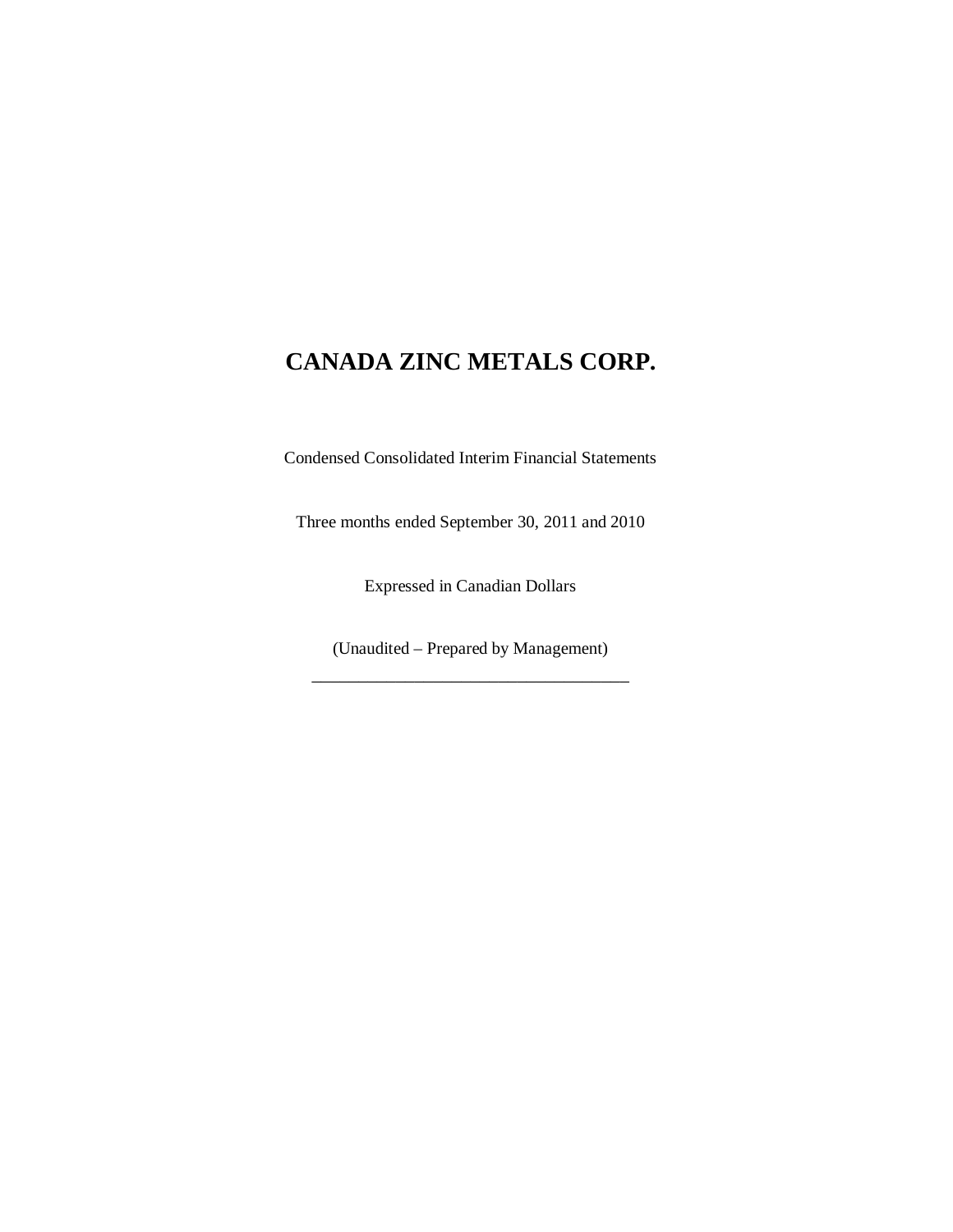# CANADA ZINC METALS CORP.

Condensed Consolidated Interim Financial Statements

Three months ended September 30, 2011 and 2010

Expressed in Canadian Dollars

(Unaudited – Prepared by Management)

---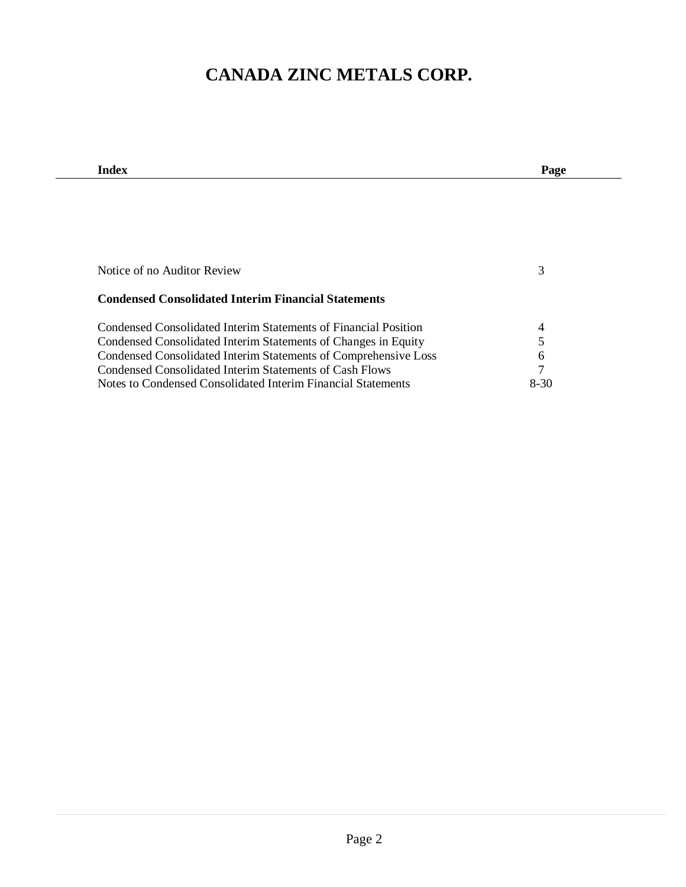# CANADA ZINC METALS CORP.

| Index | Page |
|---|---|
| Notice of no Auditor Review | 3 |
| **Condensed Consolidated Interim Financial Statements** | |
| Condensed Consolidated Interim Statements of Financial Position | 4 |
| Condensed Consolidated Interim Statements of Changes in Equity | 5 |
| Condensed Consolidated Interim Statements of Comprehensive Loss | 6 |
| Condensed Consolidated Interim Statements of Cash Flows | 7 |
| Notes to Condensed Consolidated Interim Financial Statements | 8-30 |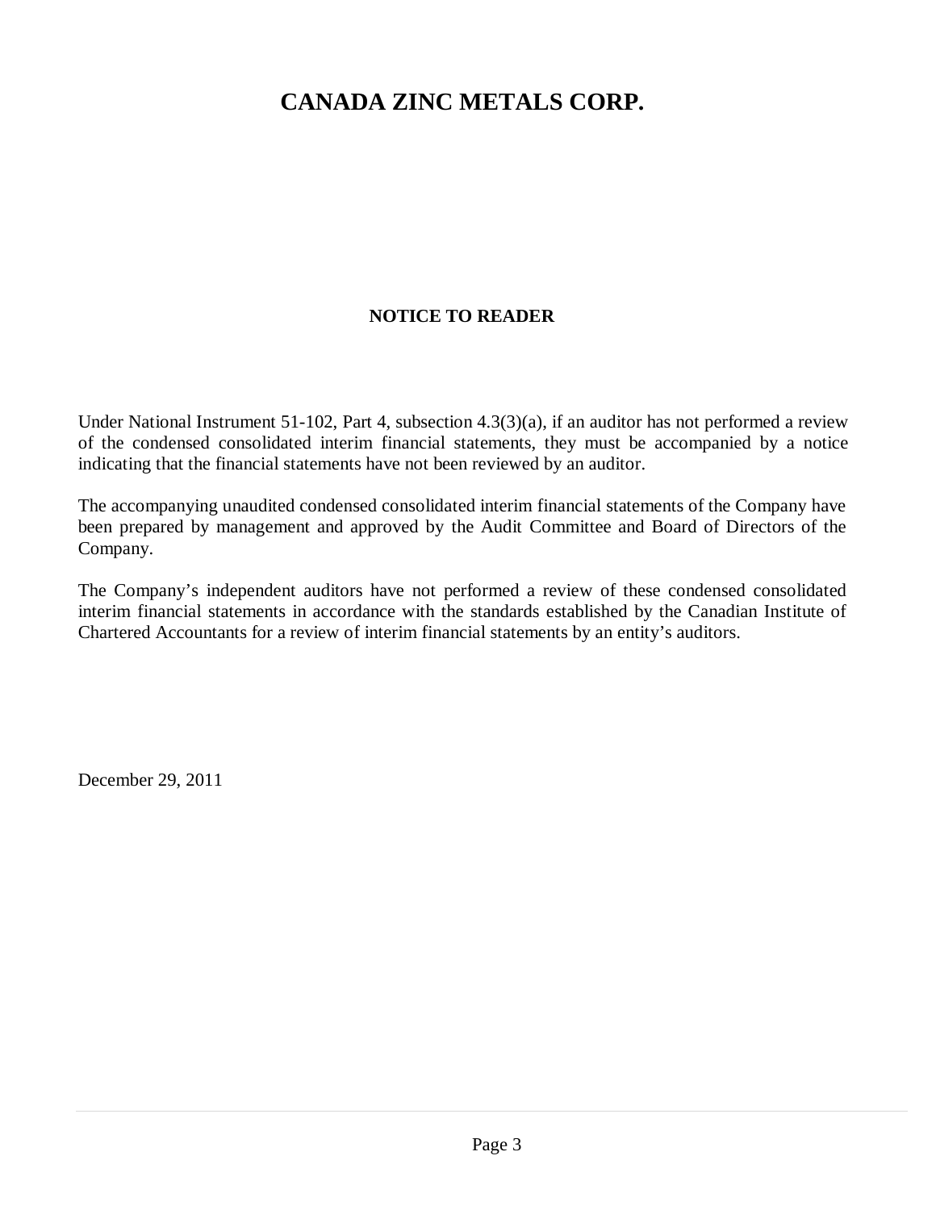# CANADA ZINC METALS CORP.

## NOTICE TO READER

Under National Instrument 51-102, Part 4, subsection 4.3(3)(a), if an auditor has not performed a review of the condensed consolidated interim financial statements, they must be accompanied by a notice indicating that the financial statements have not been reviewed by an auditor.

The accompanying unaudited condensed consolidated interim financial statements of the Company have been prepared by management and approved by the Audit Committee and Board of Directors of the Company.

The Company's independent auditors have not performed a review of these condensed consolidated interim financial statements in accordance with the standards established by the Canadian Institute of Chartered Accountants for a review of interim financial statements by an entity's auditors.

December 29, 2011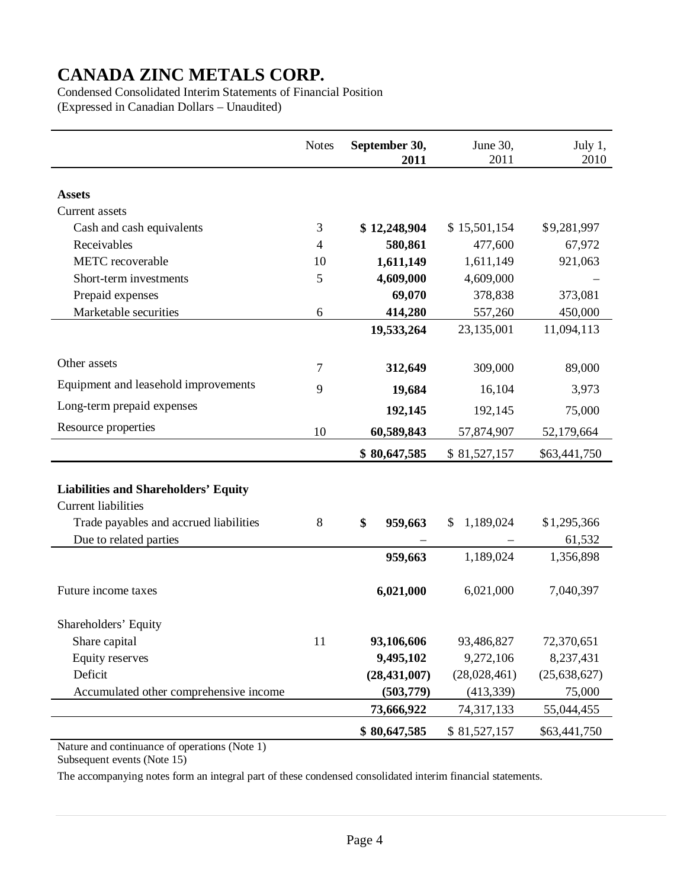# CANADA ZINC METALS CORP.

Condensed Consolidated Interim Statements of Financial Position
(Expressed in Canadian Dollars – Unaudited)

| | Notes | **September 30, 2011** | June 30, 2011 | July 1, 2010 |
|---|---|---|---|---|
| **Assets** | | | | |
| Current assets | | | | |
| Cash and cash equivalents | 3 | **$ 12,248,904** | $ 15,501,154 | $9,281,997 |
| Receivables | 4 | **580,861** | 477,600 | 67,972 |
| METC recoverable | 10 | **1,611,149** | 1,611,149 | 921,063 |
| Short-term investments | 5 | **4,609,000** | 4,609,000 | – |
| Prepaid expenses | | **69,070** | 378,838 | 373,081 |
| Marketable securities | 6 | **414,280** | 557,260 | 450,000 |
| | | **19,533,264** | 23,135,001 | 11,094,113 |
| Other assets | 7 | **312,649** | 309,000 | 89,000 |
| Equipment and leasehold improvements | 9 | **19,684** | 16,104 | 3,973 |
| Long-term prepaid expenses | | **192,145** | 192,145 | 75,000 |
| Resource properties | 10 | **60,589,843** | 57,874,907 | 52,179,664 |
| | | **$ 80,647,585** | $ 81,527,157 | $63,441,750 |
| **Liabilities and Shareholders' Equity** | | | | |
| Current liabilities | | | | |
| Trade payables and accrued liabilities | 8 | **$ 959,663** | $ 1,189,024 | $1,295,366 |
| Due to related parties | | – | – | 61,532 |
| | | **959,663** | 1,189,024 | 1,356,898 |
| Future income taxes | | **6,021,000** | 6,021,000 | 7,040,397 |
| Shareholders' Equity | | | | |
| Share capital | 11 | **93,106,606** | 93,486,827 | 72,370,651 |
| Equity reserves | | **9,495,102** | 9,272,106 | 8,237,431 |
| Deficit | | **(28,431,007)** | (28,028,461) | (25,638,627) |
| Accumulated other comprehensive income | | **(503,779)** | (413,339) | 75,000 |
| | | **73,666,922** | 74,317,133 | 55,044,455 |
| | | **$ 80,647,585** | $ 81,527,157 | $63,441,750 |

Nature and continuance of operations (Note 1)
Subsequent events (Note 15)

The accompanying notes form an integral part of these condensed consolidated interim financial statements.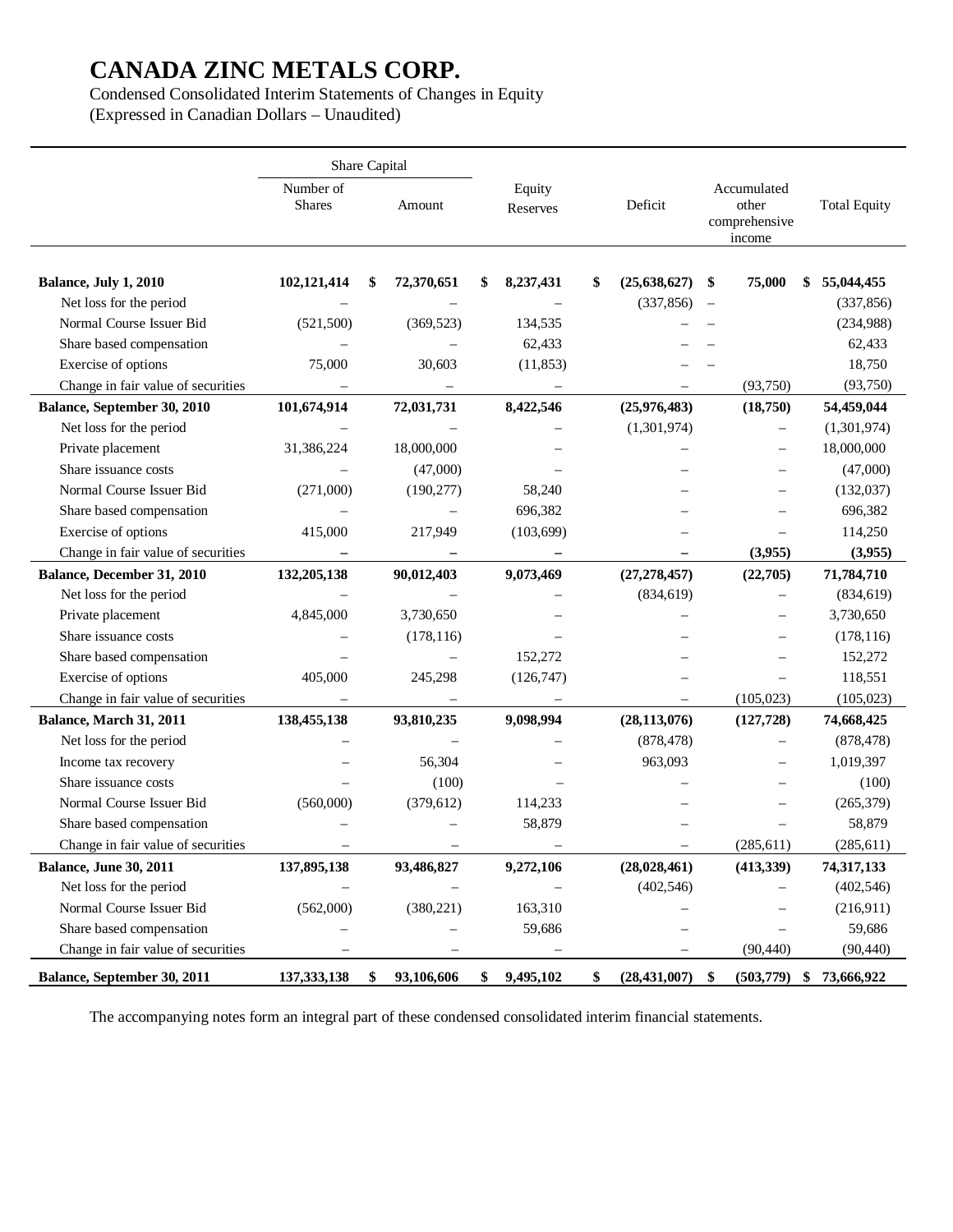# CANADA ZINC METALS CORP.

Condensed Consolidated Interim Statements of Changes in Equity
(Expressed in Canadian Dollars – Unaudited)

| | Share Capital | | | | | |
|---|---|---|---|---|---|---|
| | Number of Shares | Amount | Equity Reserves | Deficit | Accumulated other comprehensive income | Total Equity |
| **Balance, July 1, 2010** | **102,121,414** | **$ 72,370,651** | **$ 8,237,431** | **$ (25,638,627)** | **$ 75,000** | **$ 55,044,455** |
| Net loss for the period | – | – | – | (337,856) | – | (337,856) |
| Normal Course Issuer Bid | (521,500) | (369,523) | 134,535 | – | – | (234,988) |
| Share based compensation | – | – | 62,433 | – | – | 62,433 |
| Exercise of options | 75,000 | 30,603 | (11,853) | – | – | 18,750 |
| Change in fair value of securities | – | – | – | – | (93,750) | (93,750) |
| **Balance, September 30, 2010** | **101,674,914** | **72,031,731** | **8,422,546** | **(25,976,483)** | **(18,750)** | **54,459,044** |
| Net loss for the period | – | – | – | (1,301,974) | – | (1,301,974) |
| Private placement | 31,386,224 | 18,000,000 | – | – | – | 18,000,000 |
| Share issuance costs | – | (47,000) | – | – | – | (47,000) |
| Normal Course Issuer Bid | (271,000) | (190,277) | 58,240 | – | – | (132,037) |
| Share based compensation | – | – | 696,382 | – | – | 696,382 |
| Exercise of options | 415,000 | 217,949 | (103,699) | – | – | 114,250 |
| Change in fair value of securities | – | – | – | – | (3,955) | (3,955) |
| **Balance, December 31, 2010** | **132,205,138** | **90,012,403** | **9,073,469** | **(27,278,457)** | **(22,705)** | **71,784,710** |
| Net loss for the period | – | – | – | (834,619) | – | (834,619) |
| Private placement | 4,845,000 | 3,730,650 | – | – | – | 3,730,650 |
| Share issuance costs | – | (178,116) | – | – | – | (178,116) |
| Share based compensation | – | – | 152,272 | – | – | 152,272 |
| Exercise of options | 405,000 | 245,298 | (126,747) | – | – | 118,551 |
| Change in fair value of securities | – | – | – | – | (105,023) | (105,023) |
| **Balance, March 31, 2011** | **138,455,138** | **93,810,235** | **9,098,994** | **(28,113,076)** | **(127,728)** | **74,668,425** |
| Net loss for the period | – | – | – | (878,478) | – | (878,478) |
| Income tax recovery | – | 56,304 | – | 963,093 | – | 1,019,397 |
| Share issuance costs | – | (100) | – | – | – | (100) |
| Normal Course Issuer Bid | (560,000) | (379,612) | 114,233 | – | – | (265,379) |
| Share based compensation | – | – | 58,879 | – | – | 58,879 |
| Change in fair value of securities | – | – | – | – | (285,611) | (285,611) |
| **Balance, June 30, 2011** | **137,895,138** | **93,486,827** | **9,272,106** | **(28,028,461)** | **(413,339)** | **74,317,133** |
| Net loss for the period | – | – | – | (402,546) | – | (402,546) |
| Normal Course Issuer Bid | (562,000) | (380,221) | 163,310 | – | – | (216,911) |
| Share based compensation | – | – | 59,686 | – | – | 59,686 |
| Change in fair value of securities | – | – | – | – | (90,440) | (90,440) |
| **Balance, September 30, 2011** | **137,333,138** | **$ 93,106,606** | **$ 9,495,102** | **$ (28,431,007)** | **$ (503,779)** | **$ 73,666,922** |

The accompanying notes form an integral part of these condensed consolidated interim financial statements.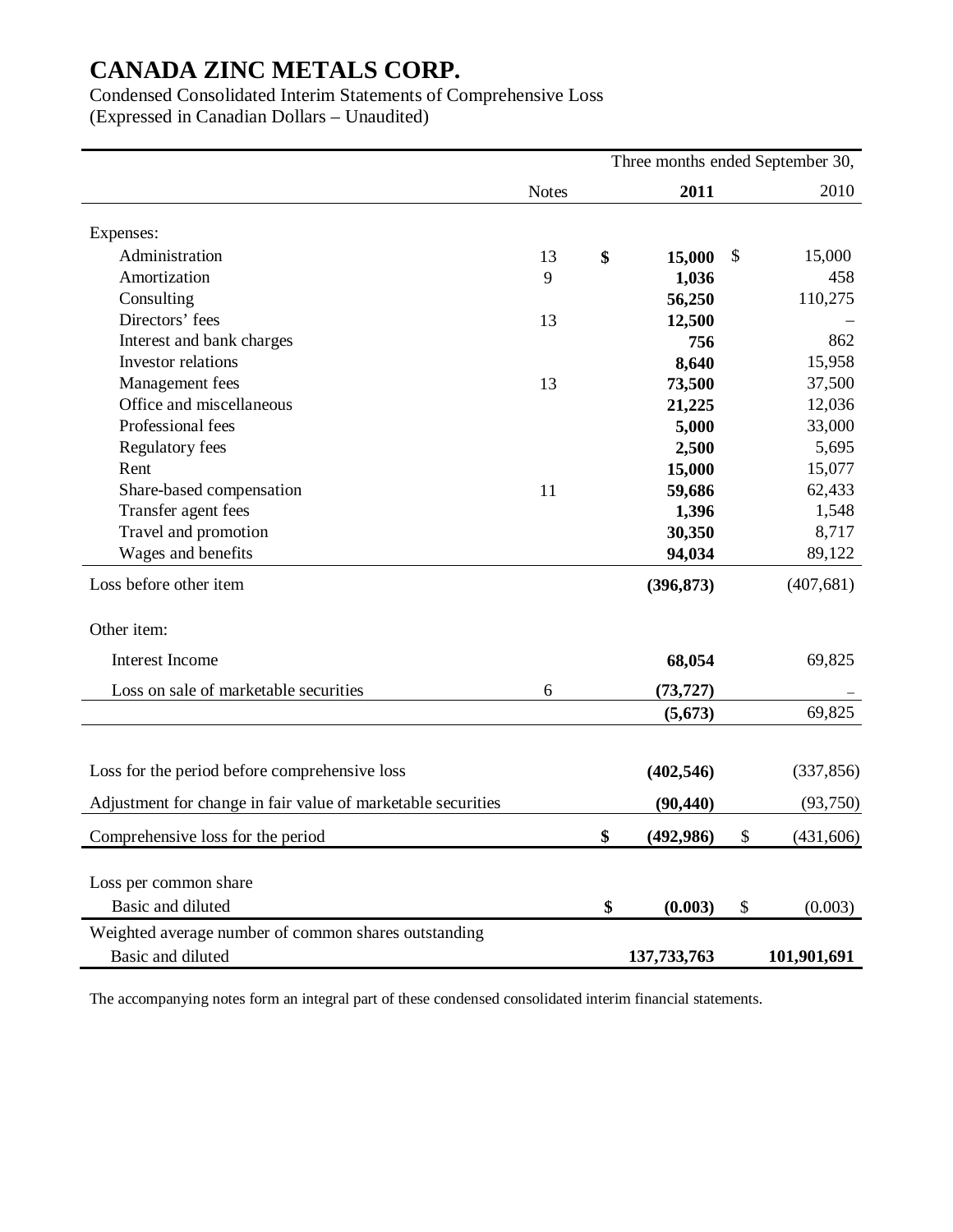# CANADA ZINC METALS CORP.

Condensed Consolidated Interim Statements of Comprehensive Loss
(Expressed in Canadian Dollars – Unaudited)

| | Notes | Three months ended September 30, 2011 | 2010 |
|---|---|---|---|
| Expenses: | | | |
| Administration | 13 | $ 15,000 | $ 15,000 |
| Amortization | 9 | 1,036 | 458 |
| Consulting | | 56,250 | 110,275 |
| Directors' fees | 13 | 12,500 | – |
| Interest and bank charges | | 756 | 862 |
| Investor relations | | 8,640 | 15,958 |
| Management fees | 13 | 73,500 | 37,500 |
| Office and miscellaneous | | 21,225 | 12,036 |
| Professional fees | | 5,000 | 33,000 |
| Regulatory fees | | 2,500 | 5,695 |
| Rent | | 15,000 | 15,077 |
| Share-based compensation | 11 | 59,686 | 62,433 |
| Transfer agent fees | | 1,396 | 1,548 |
| Travel and promotion | | 30,350 | 8,717 |
| Wages and benefits | | 94,034 | 89,122 |
| Loss before other item | | (396,873) | (407,681) |
| Other item: | | | |
| Interest Income | | 68,054 | 69,825 |
| Loss on sale of marketable securities | 6 | (73,727) | – |
| | | (5,673) | 69,825 |
| Loss for the period before comprehensive loss | | (402,546) | (337,856) |
| Adjustment for change in fair value of marketable securities | | (90,440) | (93,750) |
| Comprehensive loss for the period | | $ (492,986) | $ (431,606) |
| Loss per common share | | | |
| Basic and diluted | | $ (0.003) | $ (0.003) |
| Weighted average number of common shares outstanding | | | |
| Basic and diluted | | 137,733,763 | 101,901,691 |

The accompanying notes form an integral part of these condensed consolidated interim financial statements.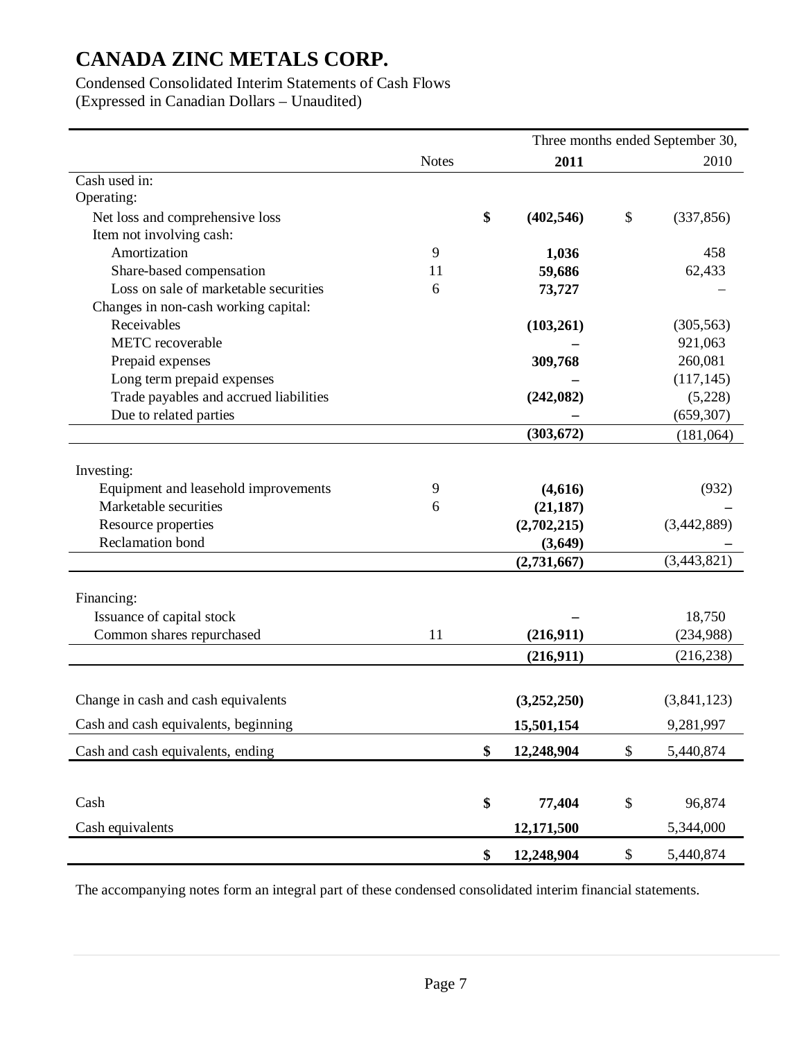# CANADA ZINC METALS CORP.

Condensed Consolidated Interim Statements of Cash Flows
(Expressed in Canadian Dollars – Unaudited)

| | Notes | Three months ended September 30, 2011 | 2010 |
|---|---|---|---|
| Cash used in: | | | |
| Operating: | | | |
| Net loss and comprehensive loss | | **$ (402,546)** | $ (337,856) |
| Item not involving cash: | | | |
| Amortization | 9 | **1,036** | 458 |
| Share-based compensation | 11 | **59,686** | 62,433 |
| Loss on sale of marketable securities | 6 | **73,727** | – |
| Changes in non-cash working capital: | | | |
| Receivables | | **(103,261)** | (305,563) |
| METC recoverable | | **–** | 921,063 |
| Prepaid expenses | | **309,768** | 260,081 |
| Long term prepaid expenses | | **–** | (117,145) |
| Trade payables and accrued liabilities | | **(242,082)** | (5,228) |
| Due to related parties | | **–** | (659,307) |
| | | **(303,672)** | (181,064) |
| Investing: | | | |
| Equipment and leasehold improvements | 9 | **(4,616)** | (932) |
| Marketable securities | 6 | **(21,187)** | – |
| Resource properties | | **(2,702,215)** | (3,442,889) |
| Reclamation bond | | **(3,649)** | – |
| | | **(2,731,667)** | (3,443,821) |
| Financing: | | | |
| Issuance of capital stock | | **–** | 18,750 |
| Common shares repurchased | 11 | **(216,911)** | (234,988) |
| | | **(216,911)** | (216,238) |
| Change in cash and cash equivalents | | **(3,252,250)** | (3,841,123) |
| Cash and cash equivalents, beginning | | **15,501,154** | 9,281,997 |
| Cash and cash equivalents, ending | | **$ 12,248,904** | $ 5,440,874 |
| Cash | | **$ 77,404** | $ 96,874 |
| Cash equivalents | | **12,171,500** | 5,344,000 |
| | | **$ 12,248,904** | $ 5,440,874 |

The accompanying notes form an integral part of these condensed consolidated interim financial statements.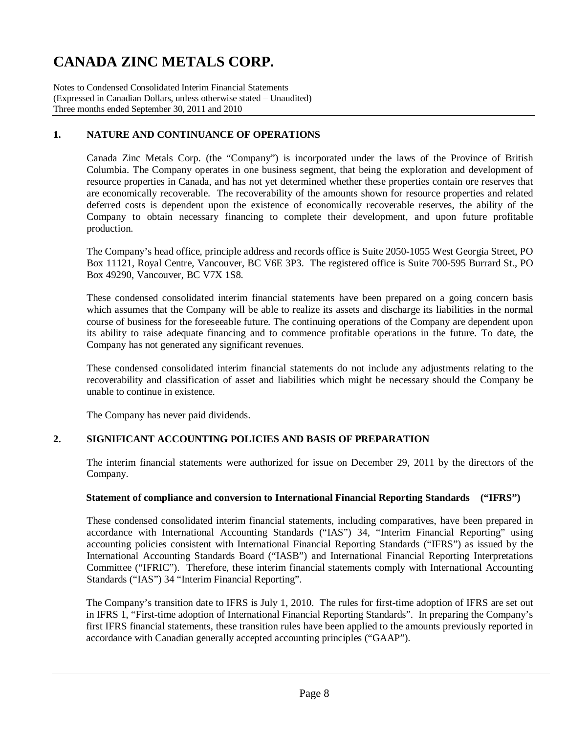# CANADA ZINC METALS CORP.

Notes to Condensed Consolidated Interim Financial Statements
(Expressed in Canadian Dollars, unless otherwise stated – Unaudited)
Three months ended September 30, 2011 and 2010

## 1. NATURE AND CONTINUANCE OF OPERATIONS

Canada Zinc Metals Corp. (the "Company") is incorporated under the laws of the Province of British Columbia. The Company operates in one business segment, that being the exploration and development of resource properties in Canada, and has not yet determined whether these properties contain ore reserves that are economically recoverable. The recoverability of the amounts shown for resource properties and related deferred costs is dependent upon the existence of economically recoverable reserves, the ability of the Company to obtain necessary financing to complete their development, and upon future profitable production.

The Company's head office, principle address and records office is Suite 2050-1055 West Georgia Street, PO Box 11121, Royal Centre, Vancouver, BC V6E 3P3. The registered office is Suite 700-595 Burrard St., PO Box 49290, Vancouver, BC V7X 1S8.

These condensed consolidated interim financial statements have been prepared on a going concern basis which assumes that the Company will be able to realize its assets and discharge its liabilities in the normal course of business for the foreseeable future. The continuing operations of the Company are dependent upon its ability to raise adequate financing and to commence profitable operations in the future. To date, the Company has not generated any significant revenues.

These condensed consolidated interim financial statements do not include any adjustments relating to the recoverability and classification of asset and liabilities which might be necessary should the Company be unable to continue in existence.

The Company has never paid dividends.

## 2. SIGNIFICANT ACCOUNTING POLICIES AND BASIS OF PREPARATION

The interim financial statements were authorized for issue on December 29, 2011 by the directors of the Company.

**Statement of compliance and conversion to International Financial Reporting Standards ("IFRS")**

These condensed consolidated interim financial statements, including comparatives, have been prepared in accordance with International Accounting Standards ("IAS") 34, "Interim Financial Reporting" using accounting policies consistent with International Financial Reporting Standards ("IFRS") as issued by the International Accounting Standards Board ("IASB") and International Financial Reporting Interpretations Committee ("IFRIC"). Therefore, these interim financial statements comply with International Accounting Standards ("IAS") 34 "Interim Financial Reporting".

The Company's transition date to IFRS is July 1, 2010. The rules for first-time adoption of IFRS are set out in IFRS 1, "First-time adoption of International Financial Reporting Standards". In preparing the Company's first IFRS financial statements, these transition rules have been applied to the amounts previously reported in accordance with Canadian generally accepted accounting principles ("GAAP").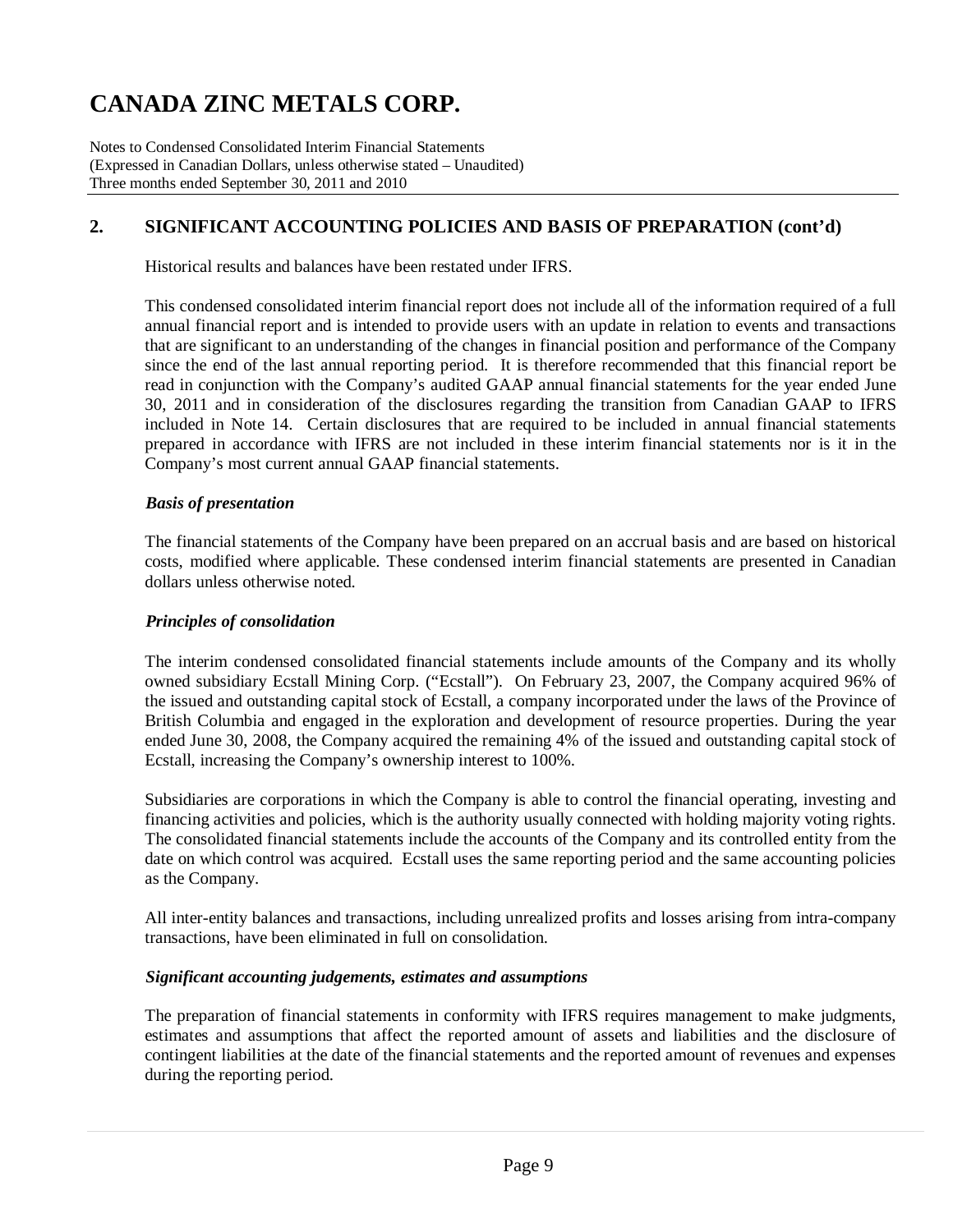## 2. SIGNIFICANT ACCOUNTING POLICIES AND BASIS OF PREPARATION (cont'd)

Historical results and balances have been restated under IFRS.

This condensed consolidated interim financial report does not include all of the information required of a full annual financial report and is intended to provide users with an update in relation to events and transactions that are significant to an understanding of the changes in financial position and performance of the Company since the end of the last annual reporting period. It is therefore recommended that this financial report be read in conjunction with the Company's audited GAAP annual financial statements for the year ended June 30, 2011 and in consideration of the disclosures regarding the transition from Canadian GAAP to IFRS included in Note 14. Certain disclosures that are required to be included in annual financial statements prepared in accordance with IFRS are not included in these interim financial statements nor is it in the Company's most current annual GAAP financial statements.

### *Basis of presentation*

The financial statements of the Company have been prepared on an accrual basis and are based on historical costs, modified where applicable. These condensed interim financial statements are presented in Canadian dollars unless otherwise noted.

### *Principles of consolidation*

The interim condensed consolidated financial statements include amounts of the Company and its wholly owned subsidiary Ecstall Mining Corp. ("Ecstall"). On February 23, 2007, the Company acquired 96% of the issued and outstanding capital stock of Ecstall, a company incorporated under the laws of the Province of British Columbia and engaged in the exploration and development of resource properties. During the year ended June 30, 2008, the Company acquired the remaining 4% of the issued and outstanding capital stock of Ecstall, increasing the Company's ownership interest to 100%.

Subsidiaries are corporations in which the Company is able to control the financial operating, investing and financing activities and policies, which is the authority usually connected with holding majority voting rights. The consolidated financial statements include the accounts of the Company and its controlled entity from the date on which control was acquired. Ecstall uses the same reporting period and the same accounting policies as the Company.

All inter-entity balances and transactions, including unrealized profits and losses arising from intra-company transactions, have been eliminated in full on consolidation.

### *Significant accounting judgements, estimates and assumptions*

The preparation of financial statements in conformity with IFRS requires management to make judgments, estimates and assumptions that affect the reported amount of assets and liabilities and the disclosure of contingent liabilities at the date of the financial statements and the reported amount of revenues and expenses during the reporting period.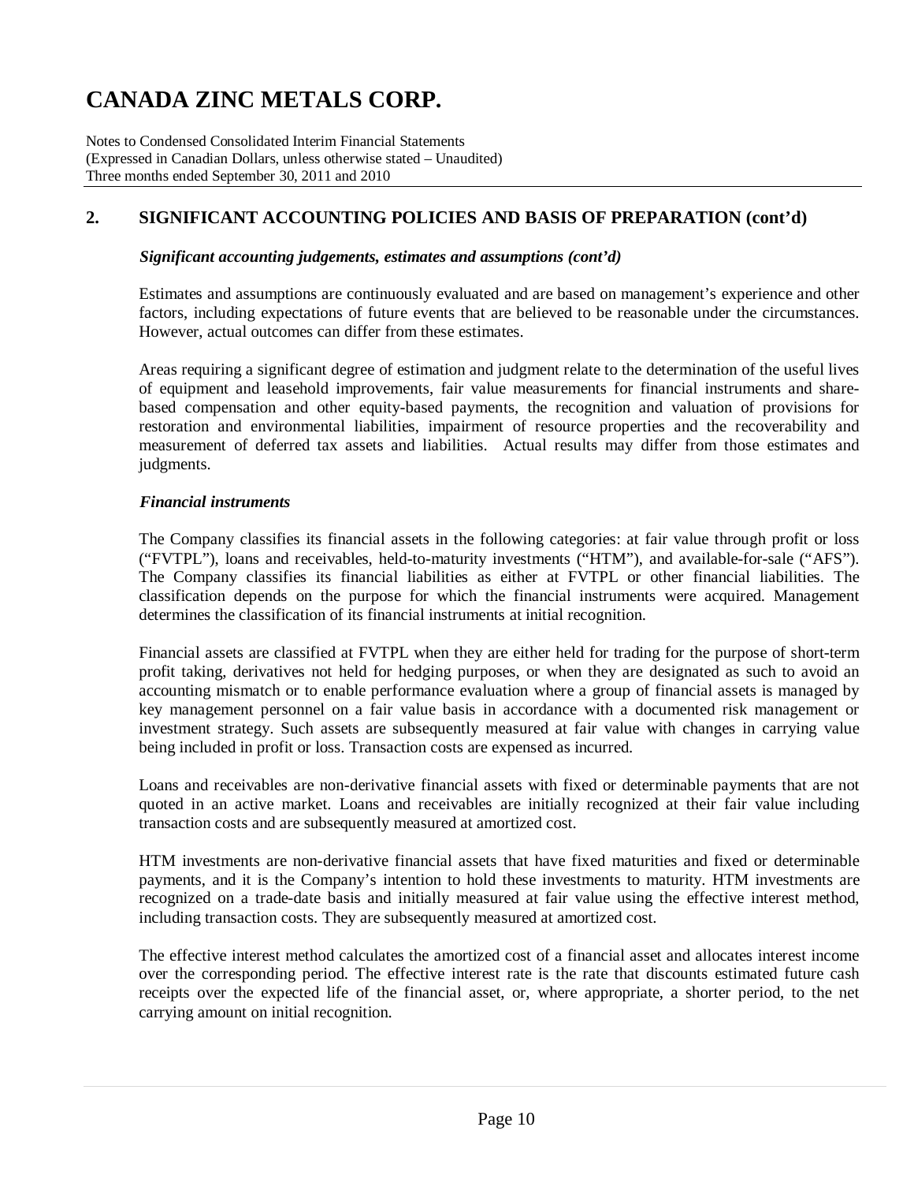## 2. SIGNIFICANT ACCOUNTING POLICIES AND BASIS OF PREPARATION (cont'd)

***Significant accounting judgements, estimates and assumptions (cont'd)***

Estimates and assumptions are continuously evaluated and are based on management's experience and other factors, including expectations of future events that are believed to be reasonable under the circumstances. However, actual outcomes can differ from these estimates.

Areas requiring a significant degree of estimation and judgment relate to the determination of the useful lives of equipment and leasehold improvements, fair value measurements for financial instruments and share-based compensation and other equity-based payments, the recognition and valuation of provisions for restoration and environmental liabilities, impairment of resource properties and the recoverability and measurement of deferred tax assets and liabilities. Actual results may differ from those estimates and judgments.

***Financial instruments***

The Company classifies its financial assets in the following categories: at fair value through profit or loss ("FVTPL"), loans and receivables, held-to-maturity investments ("HTM"), and available-for-sale ("AFS"). The Company classifies its financial liabilities as either at FVTPL or other financial liabilities. The classification depends on the purpose for which the financial instruments were acquired. Management determines the classification of its financial instruments at initial recognition.

Financial assets are classified at FVTPL when they are either held for trading for the purpose of short-term profit taking, derivatives not held for hedging purposes, or when they are designated as such to avoid an accounting mismatch or to enable performance evaluation where a group of financial assets is managed by key management personnel on a fair value basis in accordance with a documented risk management or investment strategy. Such assets are subsequently measured at fair value with changes in carrying value being included in profit or loss. Transaction costs are expensed as incurred.

Loans and receivables are non-derivative financial assets with fixed or determinable payments that are not quoted in an active market. Loans and receivables are initially recognized at their fair value including transaction costs and are subsequently measured at amortized cost.

HTM investments are non-derivative financial assets that have fixed maturities and fixed or determinable payments, and it is the Company's intention to hold these investments to maturity. HTM investments are recognized on a trade-date basis and initially measured at fair value using the effective interest method, including transaction costs. They are subsequently measured at amortized cost.

The effective interest method calculates the amortized cost of a financial asset and allocates interest income over the corresponding period. The effective interest rate is the rate that discounts estimated future cash receipts over the expected life of the financial asset, or, where appropriate, a shorter period, to the net carrying amount on initial recognition.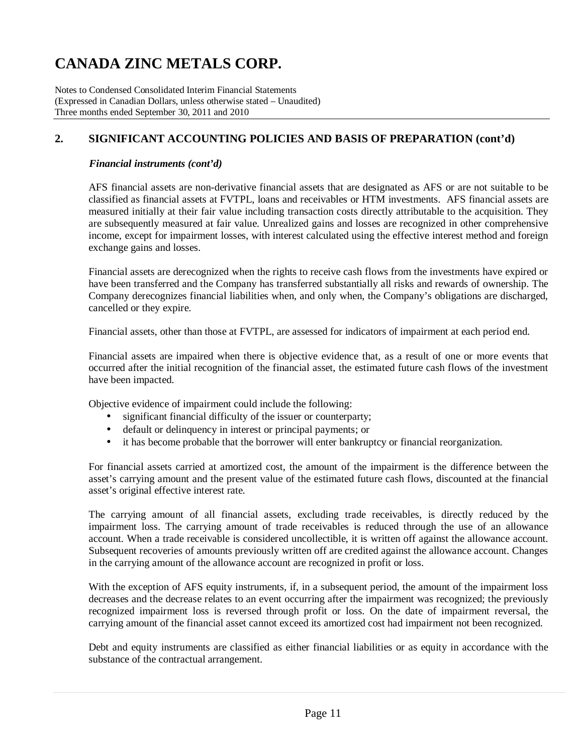## 2. SIGNIFICANT ACCOUNTING POLICIES AND BASIS OF PREPARATION (cont'd)

***Financial instruments (cont'd)***

AFS financial assets are non-derivative financial assets that are designated as AFS or are not suitable to be classified as financial assets at FVTPL, loans and receivables or HTM investments. AFS financial assets are measured initially at their fair value including transaction costs directly attributable to the acquisition. They are subsequently measured at fair value. Unrealized gains and losses are recognized in other comprehensive income, except for impairment losses, with interest calculated using the effective interest method and foreign exchange gains and losses.

Financial assets are derecognized when the rights to receive cash flows from the investments have expired or have been transferred and the Company has transferred substantially all risks and rewards of ownership. The Company derecognizes financial liabilities when, and only when, the Company's obligations are discharged, cancelled or they expire.

Financial assets, other than those at FVTPL, are assessed for indicators of impairment at each period end.

Financial assets are impaired when there is objective evidence that, as a result of one or more events that occurred after the initial recognition of the financial asset, the estimated future cash flows of the investment have been impacted.

Objective evidence of impairment could include the following:

- significant financial difficulty of the issuer or counterparty;
- default or delinquency in interest or principal payments; or
- it has become probable that the borrower will enter bankruptcy or financial reorganization.

For financial assets carried at amortized cost, the amount of the impairment is the difference between the asset's carrying amount and the present value of the estimated future cash flows, discounted at the financial asset's original effective interest rate.

The carrying amount of all financial assets, excluding trade receivables, is directly reduced by the impairment loss. The carrying amount of trade receivables is reduced through the use of an allowance account. When a trade receivable is considered uncollectible, it is written off against the allowance account. Subsequent recoveries of amounts previously written off are credited against the allowance account. Changes in the carrying amount of the allowance account are recognized in profit or loss.

With the exception of AFS equity instruments, if, in a subsequent period, the amount of the impairment loss decreases and the decrease relates to an event occurring after the impairment was recognized; the previously recognized impairment loss is reversed through profit or loss. On the date of impairment reversal, the carrying amount of the financial asset cannot exceed its amortized cost had impairment not been recognized.

Debt and equity instruments are classified as either financial liabilities or as equity in accordance with the substance of the contractual arrangement.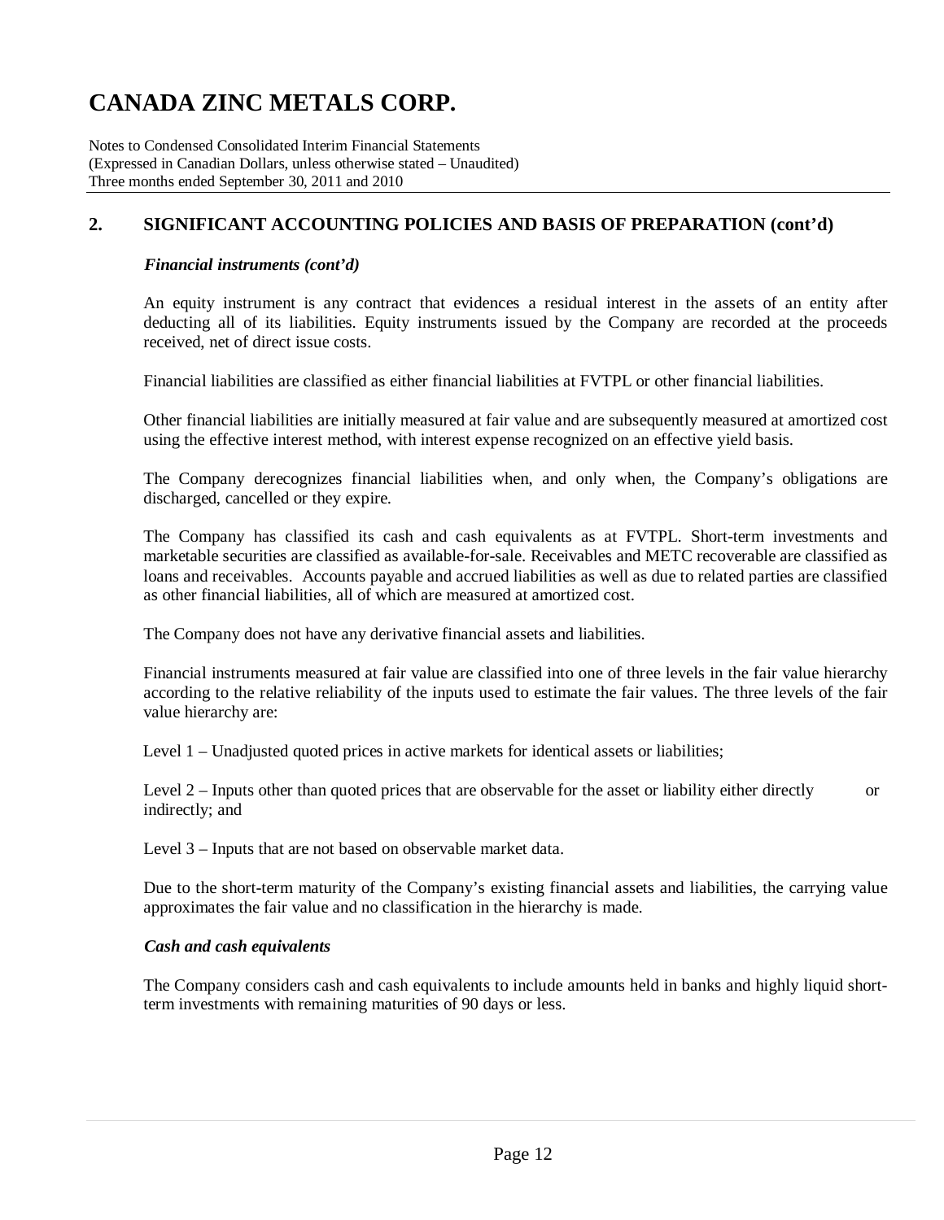## 2. SIGNIFICANT ACCOUNTING POLICIES AND BASIS OF PREPARATION (cont'd)

### *Financial instruments (cont'd)*

An equity instrument is any contract that evidences a residual interest in the assets of an entity after deducting all of its liabilities. Equity instruments issued by the Company are recorded at the proceeds received, net of direct issue costs.

Financial liabilities are classified as either financial liabilities at FVTPL or other financial liabilities.

Other financial liabilities are initially measured at fair value and are subsequently measured at amortized cost using the effective interest method, with interest expense recognized on an effective yield basis.

The Company derecognizes financial liabilities when, and only when, the Company's obligations are discharged, cancelled or they expire.

The Company has classified its cash and cash equivalents as at FVTPL. Short-term investments and marketable securities are classified as available-for-sale. Receivables and METC recoverable are classified as loans and receivables. Accounts payable and accrued liabilities as well as due to related parties are classified as other financial liabilities, all of which are measured at amortized cost.

The Company does not have any derivative financial assets and liabilities.

Financial instruments measured at fair value are classified into one of three levels in the fair value hierarchy according to the relative reliability of the inputs used to estimate the fair values. The three levels of the fair value hierarchy are:

Level 1 – Unadjusted quoted prices in active markets for identical assets or liabilities;

Level 2 – Inputs other than quoted prices that are observable for the asset or liability either directly or indirectly; and

Level 3 – Inputs that are not based on observable market data.

Due to the short-term maturity of the Company's existing financial assets and liabilities, the carrying value approximates the fair value and no classification in the hierarchy is made.

### *Cash and cash equivalents*

The Company considers cash and cash equivalents to include amounts held in banks and highly liquid short-term investments with remaining maturities of 90 days or less.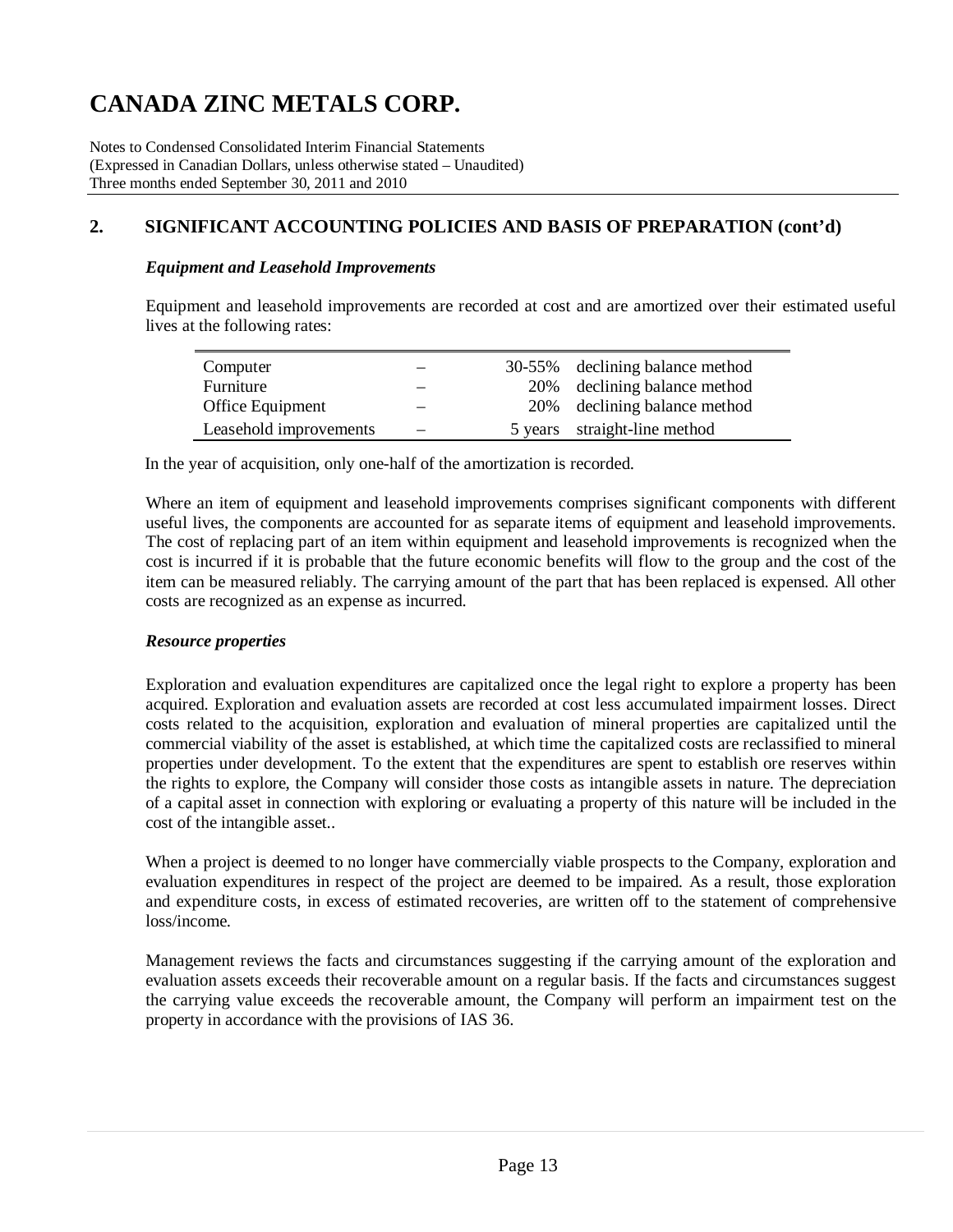## 2. SIGNIFICANT ACCOUNTING POLICIES AND BASIS OF PREPARATION (cont'd)

### *Equipment and Leasehold Improvements*

Equipment and leasehold improvements are recorded at cost and are amortized over their estimated useful lives at the following rates:

| | | | |
|---|---|---|---|
| Computer | – | 30-55% | declining balance method |
| Furniture | – | 20% | declining balance method |
| Office Equipment | – | 20% | declining balance method |
| Leasehold improvements | – | 5 years | straight-line method |

In the year of acquisition, only one-half of the amortization is recorded.

Where an item of equipment and leasehold improvements comprises significant components with different useful lives, the components are accounted for as separate items of equipment and leasehold improvements. The cost of replacing part of an item within equipment and leasehold improvements is recognized when the cost is incurred if it is probable that the future economic benefits will flow to the group and the cost of the item can be measured reliably. The carrying amount of the part that has been replaced is expensed. All other costs are recognized as an expense as incurred.

### *Resource properties*

Exploration and evaluation expenditures are capitalized once the legal right to explore a property has been acquired. Exploration and evaluation assets are recorded at cost less accumulated impairment losses. Direct costs related to the acquisition, exploration and evaluation of mineral properties are capitalized until the commercial viability of the asset is established, at which time the capitalized costs are reclassified to mineral properties under development. To the extent that the expenditures are spent to establish ore reserves within the rights to explore, the Company will consider those costs as intangible assets in nature. The depreciation of a capital asset in connection with exploring or evaluating a property of this nature will be included in the cost of the intangible asset..

When a project is deemed to no longer have commercially viable prospects to the Company, exploration and evaluation expenditures in respect of the project are deemed to be impaired. As a result, those exploration and expenditure costs, in excess of estimated recoveries, are written off to the statement of comprehensive loss/income.

Management reviews the facts and circumstances suggesting if the carrying amount of the exploration and evaluation assets exceeds their recoverable amount on a regular basis. If the facts and circumstances suggest the carrying value exceeds the recoverable amount, the Company will perform an impairment test on the property in accordance with the provisions of IAS 36.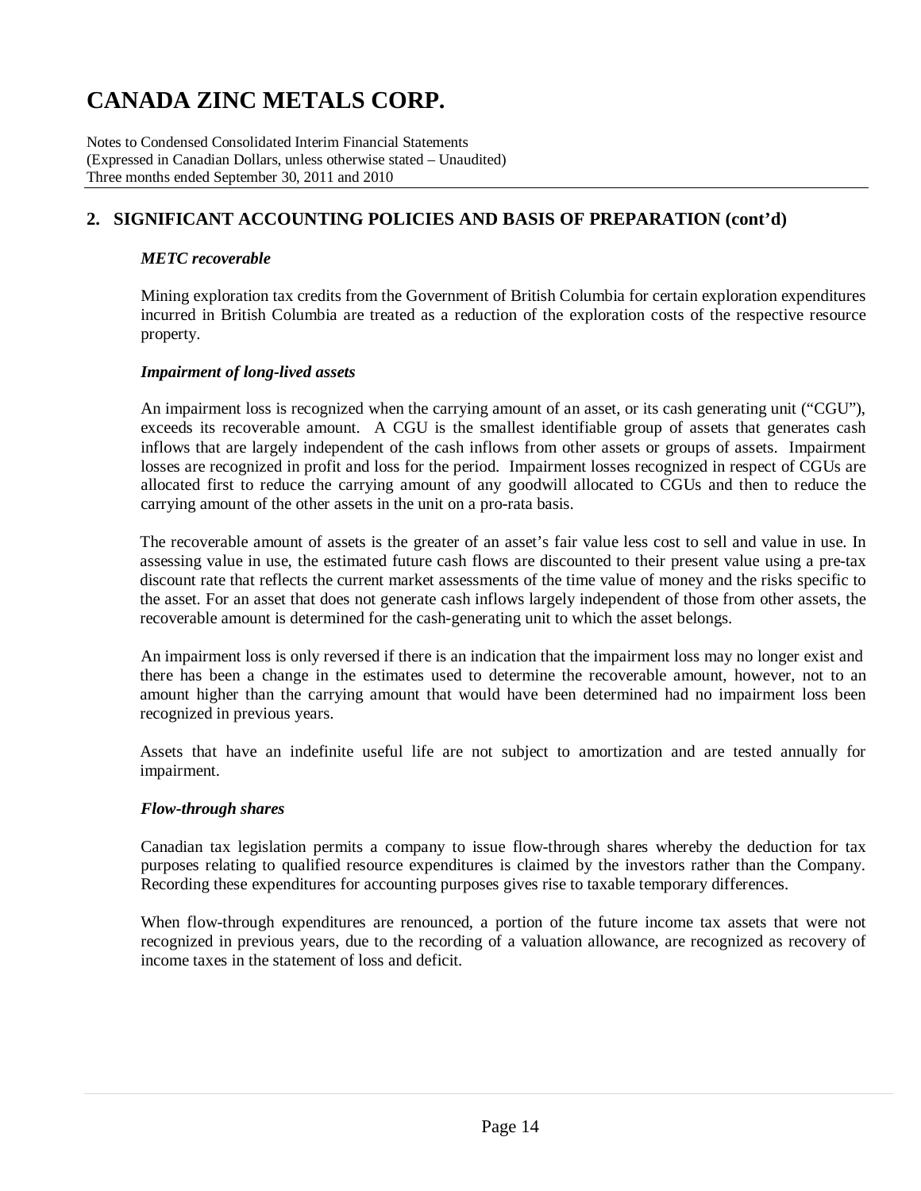# CANADA ZINC METALS CORP.

Notes to Condensed Consolidated Interim Financial Statements
(Expressed in Canadian Dollars, unless otherwise stated – Unaudited)
Three months ended September 30, 2011 and 2010

## 2. SIGNIFICANT ACCOUNTING POLICIES AND BASIS OF PREPARATION (cont'd)

### *METC recoverable*

Mining exploration tax credits from the Government of British Columbia for certain exploration expenditures incurred in British Columbia are treated as a reduction of the exploration costs of the respective resource property.

### *Impairment of long-lived assets*

An impairment loss is recognized when the carrying amount of an asset, or its cash generating unit ("CGU"), exceeds its recoverable amount. A CGU is the smallest identifiable group of assets that generates cash inflows that are largely independent of the cash inflows from other assets or groups of assets. Impairment losses are recognized in profit and loss for the period. Impairment losses recognized in respect of CGUs are allocated first to reduce the carrying amount of any goodwill allocated to CGUs and then to reduce the carrying amount of the other assets in the unit on a pro-rata basis.

The recoverable amount of assets is the greater of an asset's fair value less cost to sell and value in use. In assessing value in use, the estimated future cash flows are discounted to their present value using a pre-tax discount rate that reflects the current market assessments of the time value of money and the risks specific to the asset. For an asset that does not generate cash inflows largely independent of those from other assets, the recoverable amount is determined for the cash-generating unit to which the asset belongs.

An impairment loss is only reversed if there is an indication that the impairment loss may no longer exist and there has been a change in the estimates used to determine the recoverable amount, however, not to an amount higher than the carrying amount that would have been determined had no impairment loss been recognized in previous years.

Assets that have an indefinite useful life are not subject to amortization and are tested annually for impairment.

### *Flow-through shares*

Canadian tax legislation permits a company to issue flow-through shares whereby the deduction for tax purposes relating to qualified resource expenditures is claimed by the investors rather than the Company. Recording these expenditures for accounting purposes gives rise to taxable temporary differences.

When flow-through expenditures are renounced, a portion of the future income tax assets that were not recognized in previous years, due to the recording of a valuation allowance, are recognized as recovery of income taxes in the statement of loss and deficit.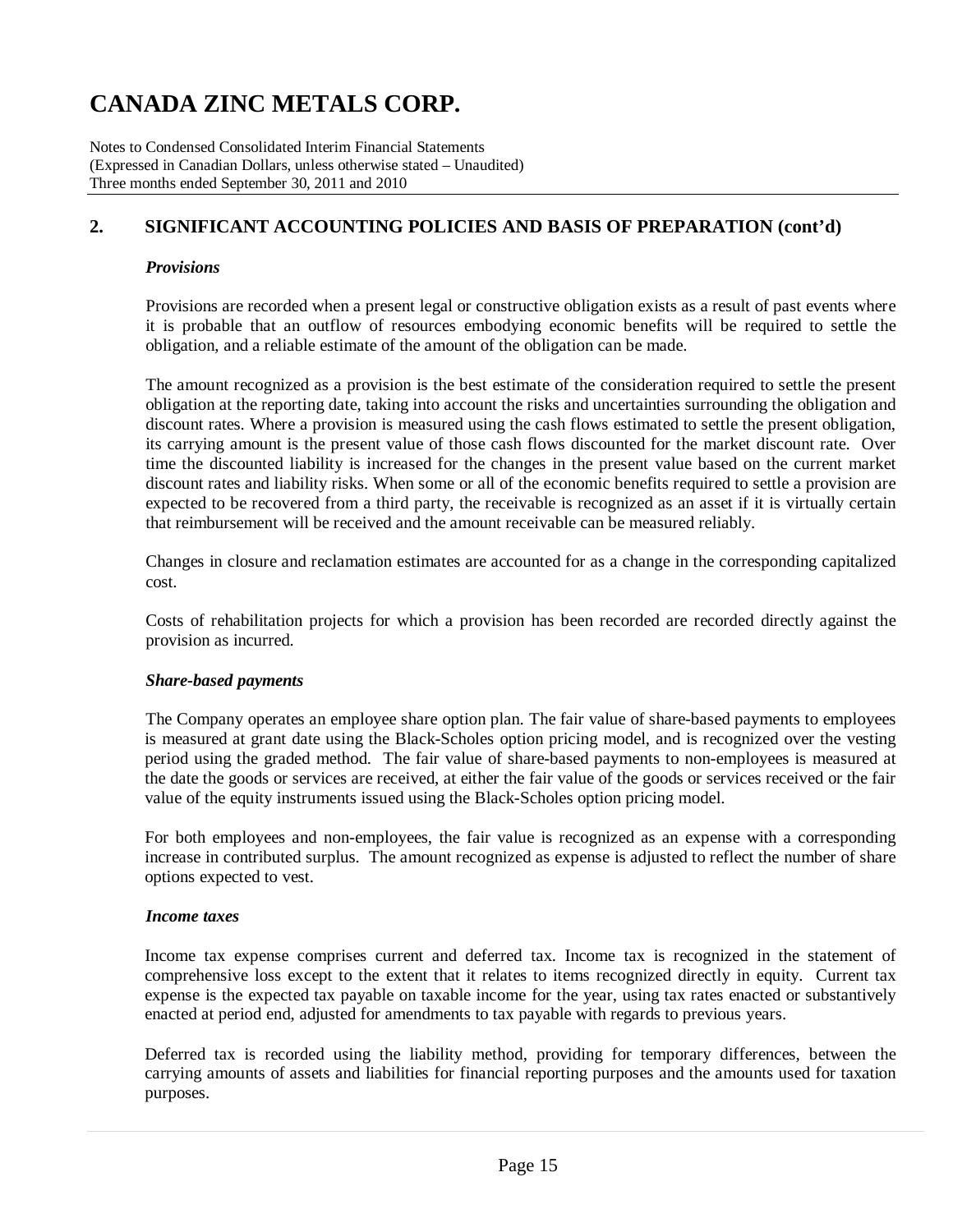## 2. SIGNIFICANT ACCOUNTING POLICIES AND BASIS OF PREPARATION (cont'd)

### *Provisions*

Provisions are recorded when a present legal or constructive obligation exists as a result of past events where it is probable that an outflow of resources embodying economic benefits will be required to settle the obligation, and a reliable estimate of the amount of the obligation can be made.

The amount recognized as a provision is the best estimate of the consideration required to settle the present obligation at the reporting date, taking into account the risks and uncertainties surrounding the obligation and discount rates. Where a provision is measured using the cash flows estimated to settle the present obligation, its carrying amount is the present value of those cash flows discounted for the market discount rate. Over time the discounted liability is increased for the changes in the present value based on the current market discount rates and liability risks. When some or all of the economic benefits required to settle a provision are expected to be recovered from a third party, the receivable is recognized as an asset if it is virtually certain that reimbursement will be received and the amount receivable can be measured reliably.

Changes in closure and reclamation estimates are accounted for as a change in the corresponding capitalized cost.

Costs of rehabilitation projects for which a provision has been recorded are recorded directly against the provision as incurred.

### *Share-based payments*

The Company operates an employee share option plan. The fair value of share-based payments to employees is measured at grant date using the Black-Scholes option pricing model, and is recognized over the vesting period using the graded method. The fair value of share-based payments to non-employees is measured at the date the goods or services are received, at either the fair value of the goods or services received or the fair value of the equity instruments issued using the Black-Scholes option pricing model.

For both employees and non-employees, the fair value is recognized as an expense with a corresponding increase in contributed surplus. The amount recognized as expense is adjusted to reflect the number of share options expected to vest.

### *Income taxes*

Income tax expense comprises current and deferred tax. Income tax is recognized in the statement of comprehensive loss except to the extent that it relates to items recognized directly in equity. Current tax expense is the expected tax payable on taxable income for the year, using tax rates enacted or substantively enacted at period end, adjusted for amendments to tax payable with regards to previous years.

Deferred tax is recorded using the liability method, providing for temporary differences, between the carrying amounts of assets and liabilities for financial reporting purposes and the amounts used for taxation purposes.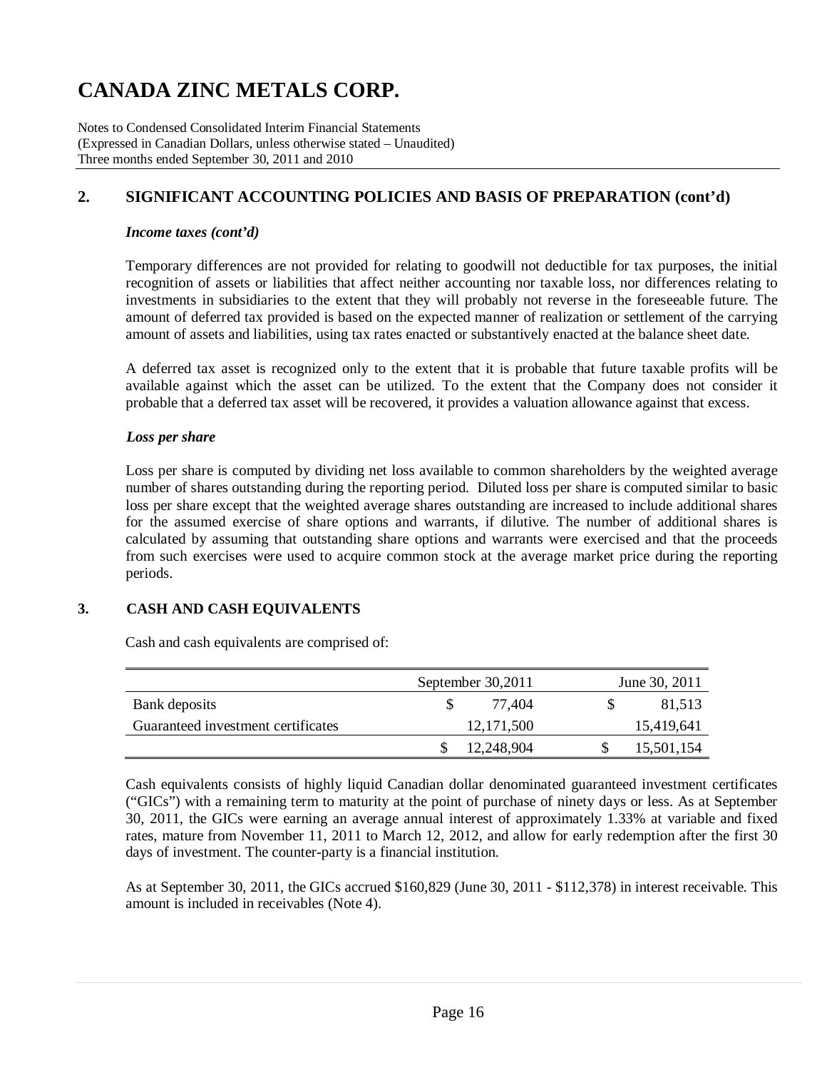# CANADA ZINC METALS CORP.

Notes to Condensed Consolidated Interim Financial Statements
(Expressed in Canadian Dollars, unless otherwise stated – Unaudited)
Three months ended September 30, 2011 and 2010

## 2. SIGNIFICANT ACCOUNTING POLICIES AND BASIS OF PREPARATION (cont'd)

### *Income taxes (cont'd)*

Temporary differences are not provided for relating to goodwill not deductible for tax purposes, the initial recognition of assets or liabilities that affect neither accounting nor taxable loss, nor differences relating to investments in subsidiaries to the extent that they will probably not reverse in the foreseeable future. The amount of deferred tax provided is based on the expected manner of realization or settlement of the carrying amount of assets and liabilities, using tax rates enacted or substantively enacted at the balance sheet date.

A deferred tax asset is recognized only to the extent that it is probable that future taxable profits will be available against which the asset can be utilized. To the extent that the Company does not consider it probable that a deferred tax asset will be recovered, it provides a valuation allowance against that excess.

### *Loss per share*

Loss per share is computed by dividing net loss available to common shareholders by the weighted average number of shares outstanding during the reporting period. Diluted loss per share is computed similar to basic loss per share except that the weighted average shares outstanding are increased to include additional shares for the assumed exercise of share options and warrants, if dilutive. The number of additional shares is calculated by assuming that outstanding share options and warrants were exercised and that the proceeds from such exercises were used to acquire common stock at the average market price during the reporting periods.

## 3. CASH AND CASH EQUIVALENTS

Cash and cash equivalents are comprised of:

| | September 30,2011 | June 30, 2011 |
|---|---|---|
| Bank deposits | $ 77,404 | $ 81,513 |
| Guaranteed investment certificates | 12,171,500 | 15,419,641 |
| | $ 12,248,904 | $ 15,501,154 |

Cash equivalents consists of highly liquid Canadian dollar denominated guaranteed investment certificates ("GICs") with a remaining term to maturity at the point of purchase of ninety days or less. As at September 30, 2011, the GICs were earning an average annual interest of approximately 1.33% at variable and fixed rates, mature from November 11, 2011 to March 12, 2012, and allow for early redemption after the first 30 days of investment. The counter-party is a financial institution.

As at September 30, 2011, the GICs accrued $160,829 (June 30, 2011 - $112,378) in interest receivable. This amount is included in receivables (Note 4).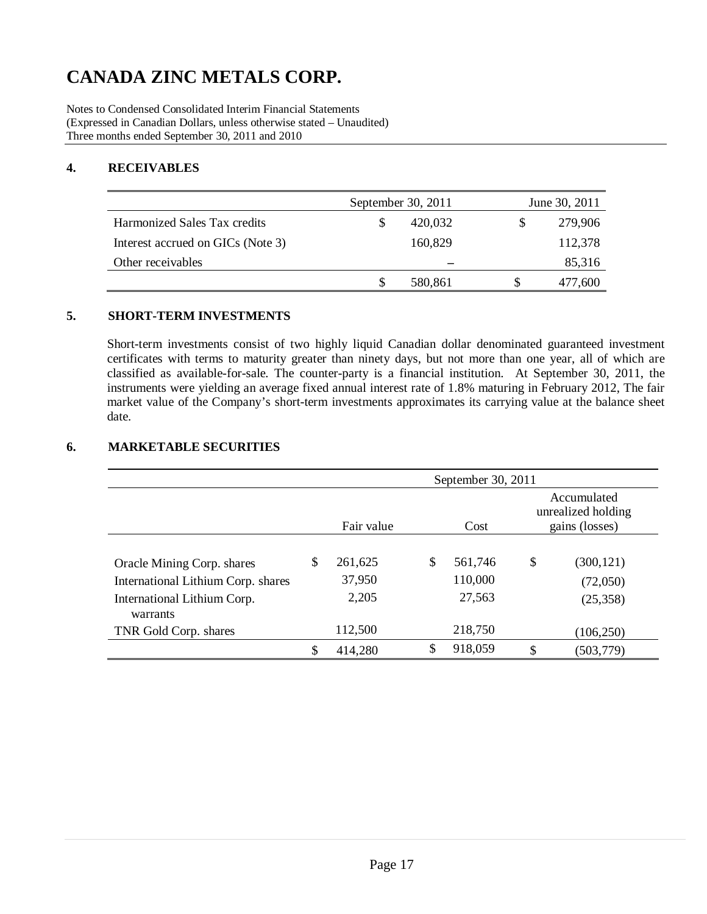# CANADA ZINC METALS CORP.

Notes to Condensed Consolidated Interim Financial Statements
(Expressed in Canadian Dollars, unless otherwise stated – Unaudited)
Three months ended September 30, 2011 and 2010

## 4. RECEIVABLES

| | September 30, 2011 | June 30, 2011 |
|---|---|---|
| Harmonized Sales Tax credits | $ 420,032 | $ 279,906 |
| Interest accrued on GICs (Note 3) | 160,829 | 112,378 |
| Other receivables | – | 85,316 |
| | $ 580,861 | $ 477,600 |

## 5. SHORT-TERM INVESTMENTS

Short-term investments consist of two highly liquid Canadian dollar denominated guaranteed investment certificates with terms to maturity greater than ninety days, but not more than one year, all of which are classified as available-for-sale. The counter-party is a financial institution. At September 30, 2011, the instruments were yielding an average fixed annual interest rate of 1.8% maturing in February 2012, The fair market value of the Company's short-term investments approximates its carrying value at the balance sheet date.

## 6. MARKETABLE SECURITIES

| | September 30, 2011 | | |
|---|---|---|---|
| | Fair value | Cost | Accumulated unrealized holding gains (losses) |
| Oracle Mining Corp. shares | $ 261,625 | $ 561,746 | $ (300,121) |
| International Lithium Corp. shares | 37,950 | 110,000 | (72,050) |
| International Lithium Corp. warrants | 2,205 | 27,563 | (25,358) |
| TNR Gold Corp. shares | 112,500 | 218,750 | (106,250) |
| | $ 414,280 | $ 918,059 | $ (503,779) |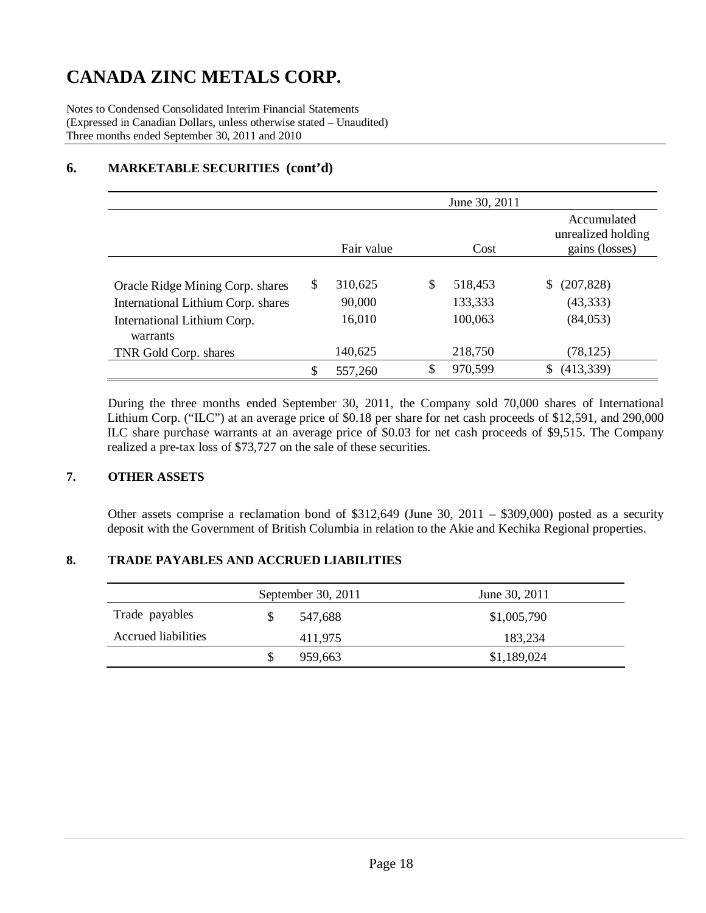# CANADA ZINC METALS CORP.

Notes to Condensed Consolidated Interim Financial Statements
(Expressed in Canadian Dollars, unless otherwise stated – Unaudited)
Three months ended September 30, 2011 and 2010

## 6. MARKETABLE SECURITIES (cont'd)

| | June 30, 2011 | | |
|---|---|---|---|
| | Fair value | Cost | Accumulated unrealized holding gains (losses) |
| Oracle Ridge Mining Corp. shares | $ 310,625 | $ 518,453 | $ (207,828) |
| International Lithium Corp. shares | 90,000 | 133,333 | (43,333) |
| International Lithium Corp. warrants | 16,010 | 100,063 | (84,053) |
| TNR Gold Corp. shares | 140,625 | 218,750 | (78,125) |
| | $ 557,260 | $ 970,599 | $ (413,339) |

During the three months ended September 30, 2011, the Company sold 70,000 shares of International Lithium Corp. ("ILC") at an average price of $0.18 per share for net cash proceeds of $12,591, and 290,000 ILC share purchase warrants at an average price of $0.03 for net cash proceeds of $9,515. The Company realized a pre-tax loss of $73,727 on the sale of these securities.

## 7. OTHER ASSETS

Other assets comprise a reclamation bond of $312,649 (June 30, 2011 – $309,000) posted as a security deposit with the Government of British Columbia in relation to the Akie and Kechika Regional properties.

## 8. TRADE PAYABLES AND ACCRUED LIABILITIES

| | September 30, 2011 | June 30, 2011 |
|---|---|---|
| Trade payables | $ 547,688 | $1,005,790 |
| Accrued liabilities | 411,975 | 183,234 |
| | $ 959,663 | $1,189,024 |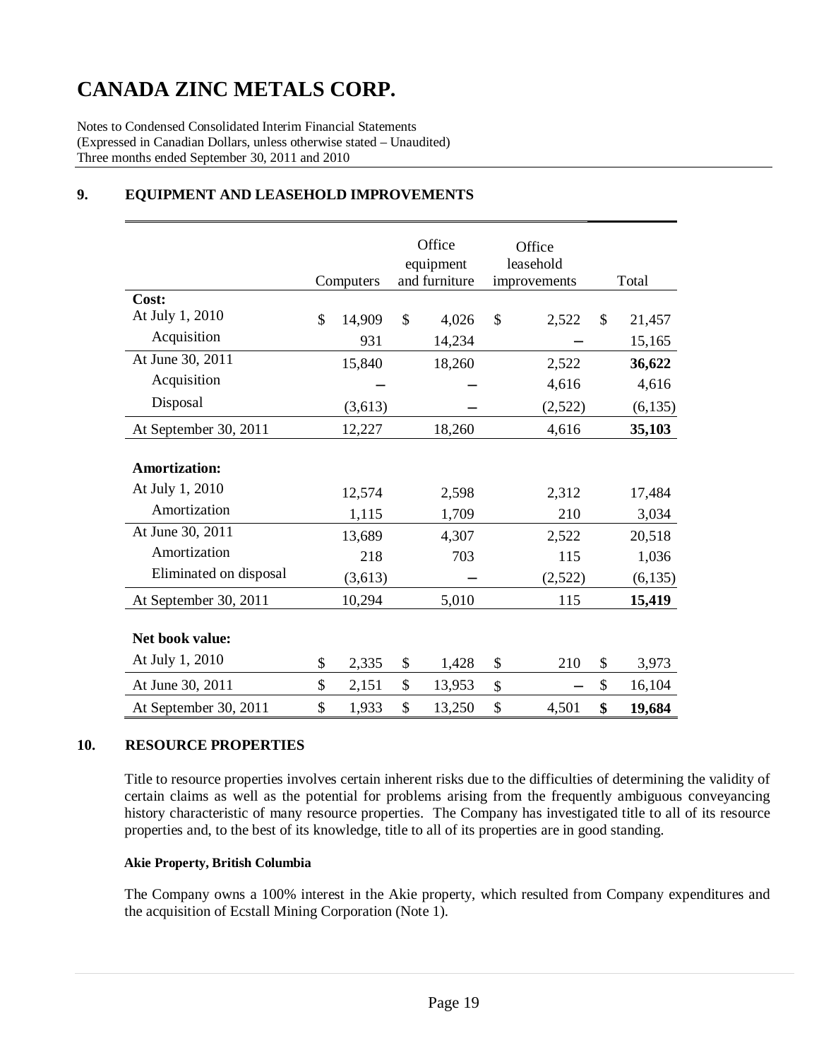# CANADA ZINC METALS CORP.

Notes to Condensed Consolidated Interim Financial Statements
(Expressed in Canadian Dollars, unless otherwise stated – Unaudited)
Three months ended September 30, 2011 and 2010

## 9. EQUIPMENT AND LEASEHOLD IMPROVEMENTS

| | Computers | Office equipment and furniture | Office leasehold improvements | Total |
|---|---|---|---|---|
| **Cost:** | | | | |
| At July 1, 2010 | $ 14,909 | $ 4,026 | $ 2,522 | $ 21,457 |
| Acquisition | 931 | 14,234 | – | 15,165 |
| At June 30, 2011 | 15,840 | 18,260 | 2,522 | **36,622** |
| Acquisition | – | – | 4,616 | 4,616 |
| Disposal | (3,613) | – | (2,522) | (6,135) |
| At September 30, 2011 | 12,227 | 18,260 | 4,616 | **35,103** |
| **Amortization:** | | | | |
| At July 1, 2010 | 12,574 | 2,598 | 2,312 | 17,484 |
| Amortization | 1,115 | 1,709 | 210 | 3,034 |
| At June 30, 2011 | 13,689 | 4,307 | 2,522 | 20,518 |
| Amortization | 218 | 703 | 115 | 1,036 |
| Eliminated on disposal | (3,613) | – | (2,522) | (6,135) |
| At September 30, 2011 | 10,294 | 5,010 | 115 | **15,419** |
| **Net book value:** | | | | |
| At July 1, 2010 | $ 2,335 | $ 1,428 | $ 210 | $ 3,973 |
| At June 30, 2011 | $ 2,151 | $ 13,953 | $ – | $ 16,104 |
| At September 30, 2011 | $ 1,933 | $ 13,250 | $ 4,501 | **$ 19,684** |

## 10. RESOURCE PROPERTIES

Title to resource properties involves certain inherent risks due to the difficulties of determining the validity of certain claims as well as the potential for problems arising from the frequently ambiguous conveyancing history characteristic of many resource properties. The Company has investigated title to all of its resource properties and, to the best of its knowledge, title to all of its properties are in good standing.

**Akie Property, British Columbia**

The Company owns a 100% interest in the Akie property, which resulted from Company expenditures and the acquisition of Ecstall Mining Corporation (Note 1).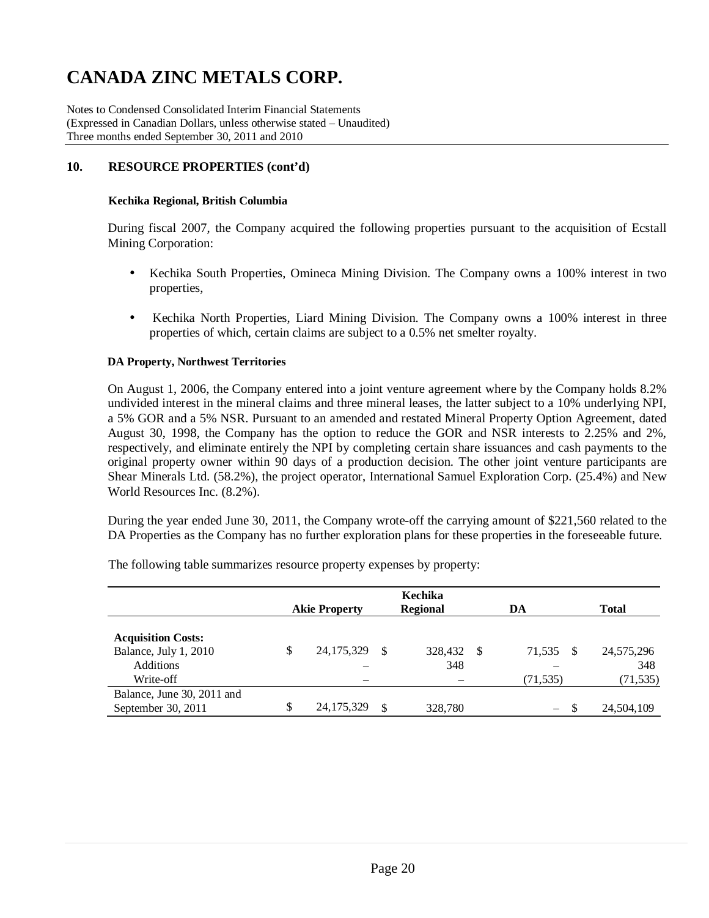# CANADA ZINC METALS CORP.

Notes to Condensed Consolidated Interim Financial Statements
(Expressed in Canadian Dollars, unless otherwise stated – Unaudited)
Three months ended September 30, 2011 and 2010

## 10. RESOURCE PROPERTIES (cont'd)

### Kechika Regional, British Columbia

During fiscal 2007, the Company acquired the following properties pursuant to the acquisition of Ecstall Mining Corporation:

- Kechika South Properties, Omineca Mining Division. The Company owns a 100% interest in two properties,
- Kechika North Properties, Liard Mining Division. The Company owns a 100% interest in three properties of which, certain claims are subject to a 0.5% net smelter royalty.

### DA Property, Northwest Territories

On August 1, 2006, the Company entered into a joint venture agreement where by the Company holds 8.2% undivided interest in the mineral claims and three mineral leases, the latter subject to a 10% underlying NPI, a 5% GOR and a 5% NSR. Pursuant to an amended and restated Mineral Property Option Agreement, dated August 30, 1998, the Company has the option to reduce the GOR and NSR interests to 2.25% and 2%, respectively, and eliminate entirely the NPI by completing certain share issuances and cash payments to the original property owner within 90 days of a production decision. The other joint venture participants are Shear Minerals Ltd. (58.2%), the project operator, International Samuel Exploration Corp. (25.4%) and New World Resources Inc. (8.2%).

During the year ended June 30, 2011, the Company wrote-off the carrying amount of $221,560 related to the DA Properties as the Company has no further exploration plans for these properties in the foreseeable future.

The following table summarizes resource property expenses by property:

| | Akie Property | Kechika Regional | DA | Total |
|---|---|---|---|---|
| **Acquisition Costs:** | | | | |
| Balance, July 1, 2010 | $ 24,175,329 | $ 328,432 | $ 71,535 | $ 24,575,296 |
| Additions | – | 348 | – | 348 |
| Write-off | – | – | (71,535) | (71,535) |
| Balance, June 30, 2011 and September 30, 2011 | $ 24,175,329 | $ 328,780 | – | $ 24,504,109 |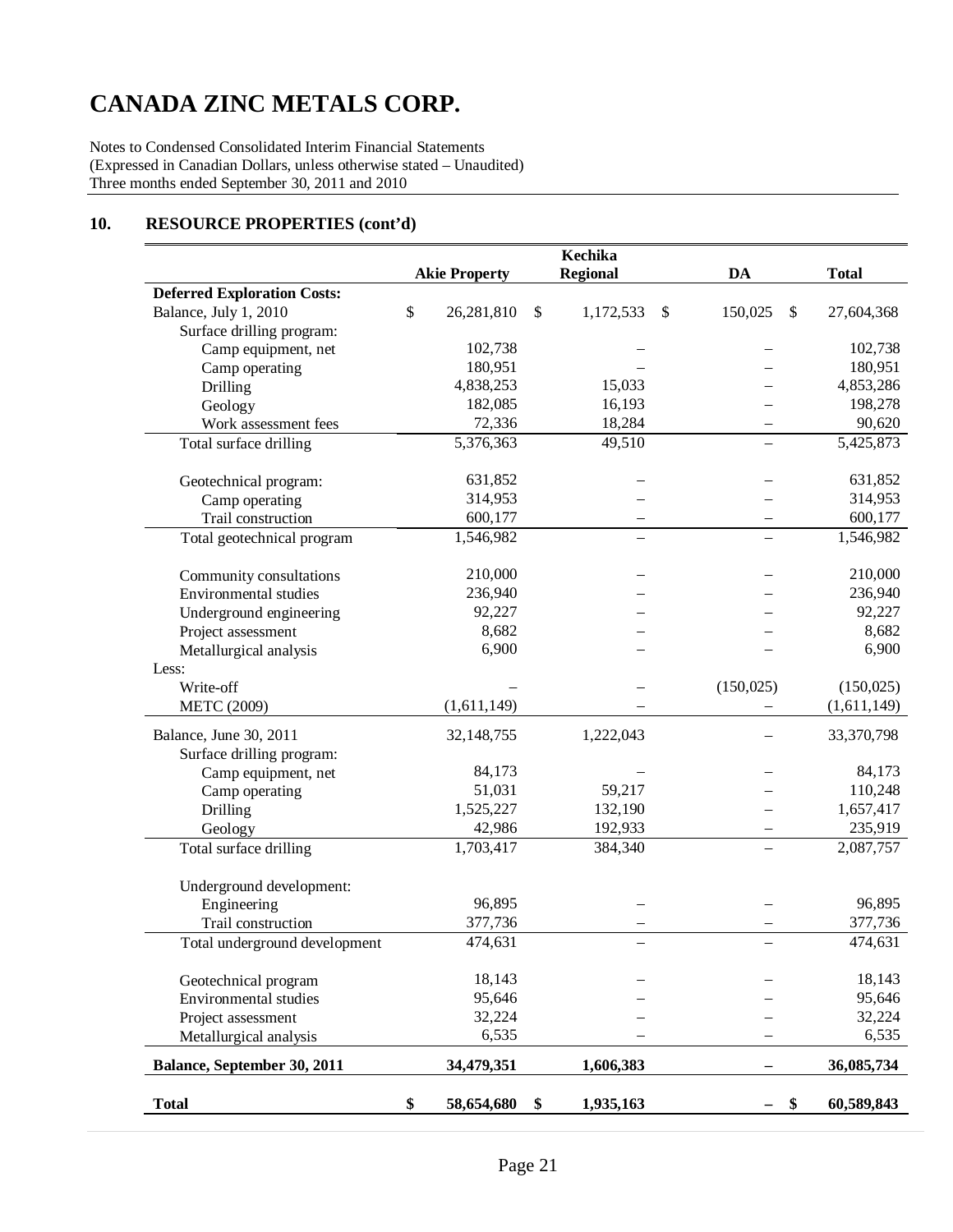# CANADA ZINC METALS CORP.

Notes to Condensed Consolidated Interim Financial Statements
(Expressed in Canadian Dollars, unless otherwise stated – Unaudited)
Three months ended September 30, 2011 and 2010

## 10. RESOURCE PROPERTIES (cont'd)

| | Akie Property | Kechika Regional | DA | Total |
|---|---|---|---|---|
| **Deferred Exploration Costs:** | | | | |
| Balance, July 1, 2010 | $ 26,281,810 | $ 1,172,533 | $ 150,025 | $ 27,604,368 |
| Surface drilling program: | | | | |
| Camp equipment, net | 102,738 | – | – | 102,738 |
| Camp operating | 180,951 | – | – | 180,951 |
| Drilling | 4,838,253 | 15,033 | – | 4,853,286 |
| Geology | 182,085 | 16,193 | – | 198,278 |
| Work assessment fees | 72,336 | 18,284 | – | 90,620 |
| Total surface drilling | 5,376,363 | 49,510 | – | 5,425,873 |
| Geotechnical program: | 631,852 | – | – | 631,852 |
| Camp operating | 314,953 | – | – | 314,953 |
| Trail construction | 600,177 | – | – | 600,177 |
| Total geotechnical program | 1,546,982 | – | – | 1,546,982 |
| Community consultations | 210,000 | – | – | 210,000 |
| Environmental studies | 236,940 | – | – | 236,940 |
| Underground engineering | 92,227 | – | – | 92,227 |
| Project assessment | 8,682 | – | – | 8,682 |
| Metallurgical analysis | 6,900 | – | – | 6,900 |
| Less: | | | | |
| Write-off | – | – | (150,025) | (150,025) |
| METC (2009) | (1,611,149) | – | – | (1,611,149) |
| Balance, June 30, 2011 | 32,148,755 | 1,222,043 | – | 33,370,798 |
| Surface drilling program: | | | | |
| Camp equipment, net | 84,173 | – | – | 84,173 |
| Camp operating | 51,031 | 59,217 | – | 110,248 |
| Drilling | 1,525,227 | 132,190 | – | 1,657,417 |
| Geology | 42,986 | 192,933 | – | 235,919 |
| Total surface drilling | 1,703,417 | 384,340 | – | 2,087,757 |
| Underground development: | | | | |
| Engineering | 96,895 | – | – | 96,895 |
| Trail construction | 377,736 | – | – | 377,736 |
| Total underground development | 474,631 | – | – | 474,631 |
| Geotechnical program | 18,143 | – | – | 18,143 |
| Environmental studies | 95,646 | – | – | 95,646 |
| Project assessment | 32,224 | – | – | 32,224 |
| Metallurgical analysis | 6,535 | – | – | 6,535 |
| **Balance, September 30, 2011** | **34,479,351** | **1,606,383** | **–** | **36,085,734** |
| **Total** | **$ 58,654,680** | **$ 1,935,163** | **–** | **$ 60,589,843** |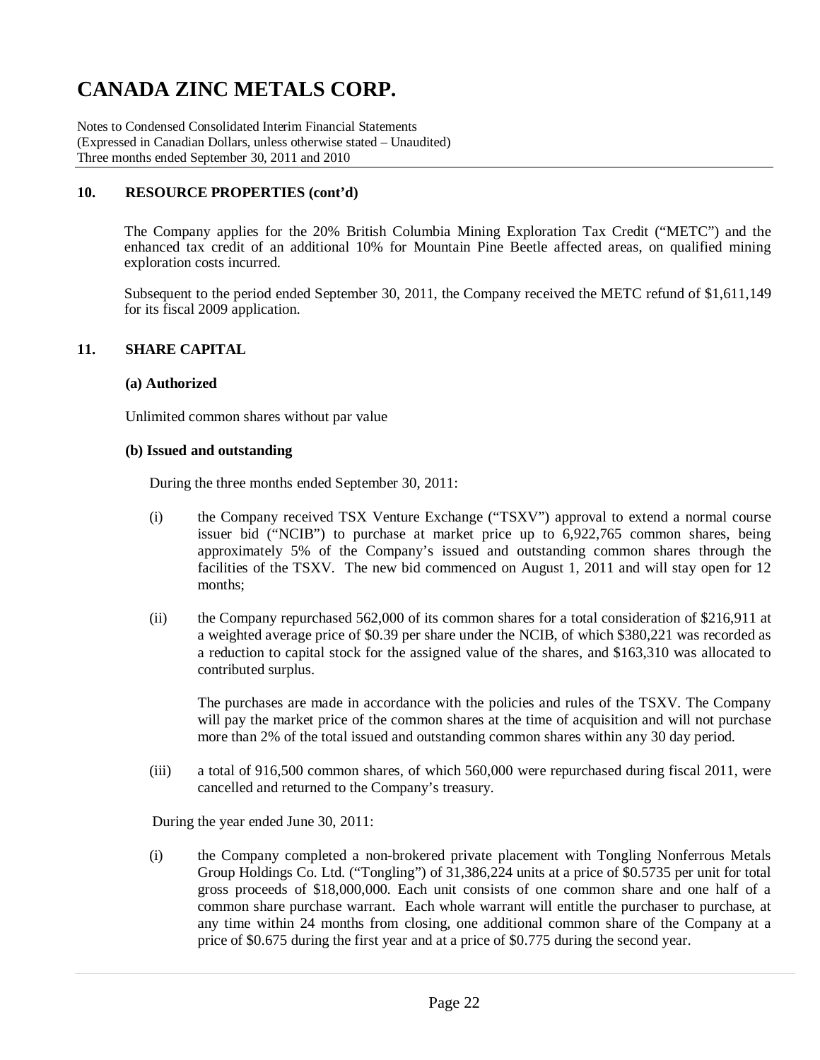# CANADA ZINC METALS CORP.

Notes to Condensed Consolidated Interim Financial Statements
(Expressed in Canadian Dollars, unless otherwise stated – Unaudited)
Three months ended September 30, 2011 and 2010

## 10. RESOURCE PROPERTIES (cont'd)

The Company applies for the 20% British Columbia Mining Exploration Tax Credit ("METC") and the enhanced tax credit of an additional 10% for Mountain Pine Beetle affected areas, on qualified mining exploration costs incurred.

Subsequent to the period ended September 30, 2011, the Company received the METC refund of $1,611,149 for its fiscal 2009 application.

## 11. SHARE CAPITAL

### (a) Authorized

Unlimited common shares without par value

### (b) Issued and outstanding

During the three months ended September 30, 2011:

(i) the Company received TSX Venture Exchange ("TSXV") approval to extend a normal course issuer bid ("NCIB") to purchase at market price up to 6,922,765 common shares, being approximately 5% of the Company's issued and outstanding common shares through the facilities of the TSXV. The new bid commenced on August 1, 2011 and will stay open for 12 months;

(ii) the Company repurchased 562,000 of its common shares for a total consideration of $216,911 at a weighted average price of $0.39 per share under the NCIB, of which $380,221 was recorded as a reduction to capital stock for the assigned value of the shares, and $163,310 was allocated to contributed surplus.

The purchases are made in accordance with the policies and rules of the TSXV. The Company will pay the market price of the common shares at the time of acquisition and will not purchase more than 2% of the total issued and outstanding common shares within any 30 day period.

(iii) a total of 916,500 common shares, of which 560,000 were repurchased during fiscal 2011, were cancelled and returned to the Company's treasury.

During the year ended June 30, 2011:

(i) the Company completed a non-brokered private placement with Tongling Nonferrous Metals Group Holdings Co. Ltd. ("Tongling") of 31,386,224 units at a price of $0.5735 per unit for total gross proceeds of $18,000,000. Each unit consists of one common share and one half of a common share purchase warrant. Each whole warrant will entitle the purchaser to purchase, at any time within 24 months from closing, one additional common share of the Company at a price of $0.675 during the first year and at a price of $0.775 during the second year.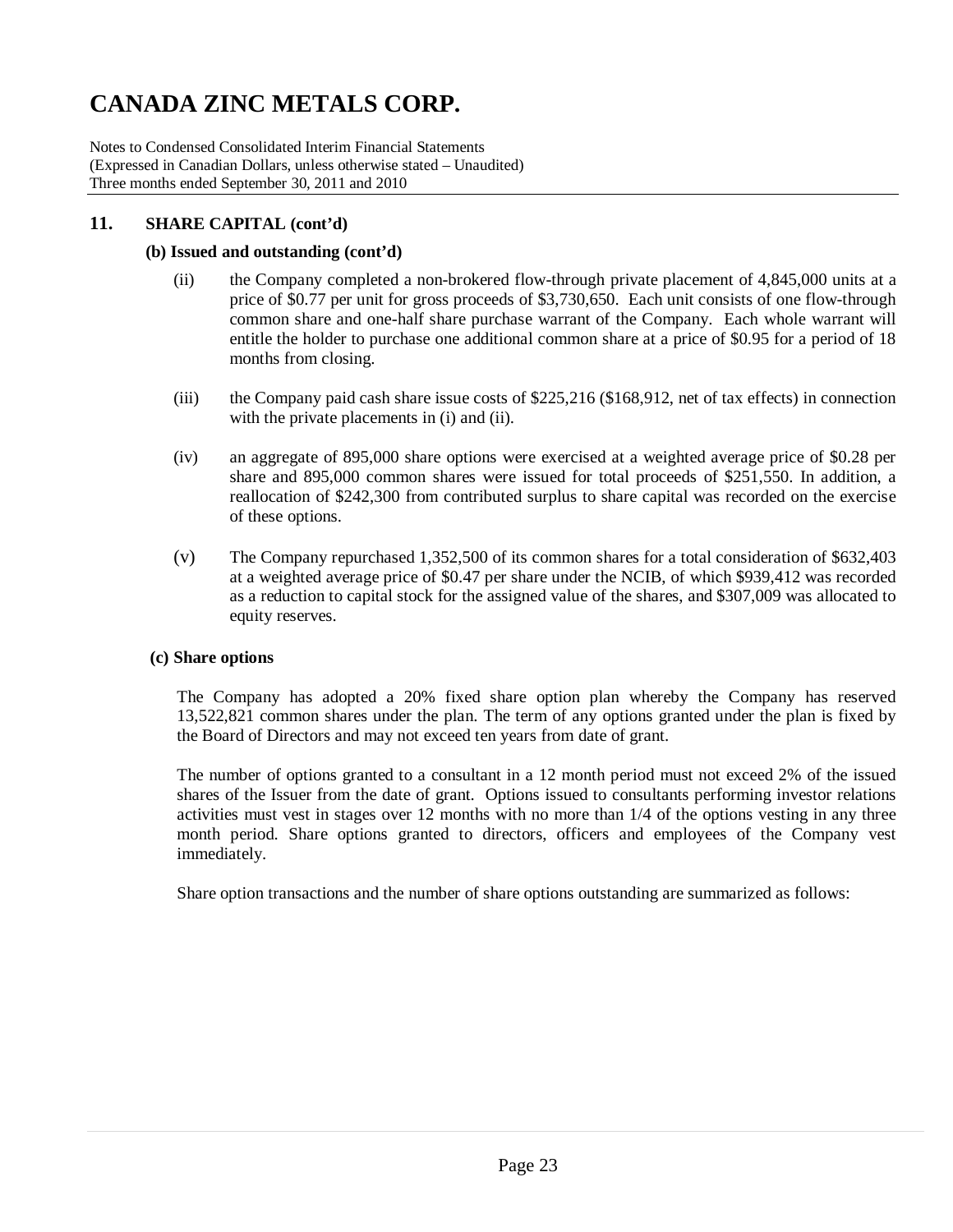# CANADA ZINC METALS CORP.

Notes to Condensed Consolidated Interim Financial Statements
(Expressed in Canadian Dollars, unless otherwise stated – Unaudited)
Three months ended September 30, 2011 and 2010

## 11. SHARE CAPITAL (cont'd)

### (b) Issued and outstanding (cont'd)

(ii) the Company completed a non-brokered flow-through private placement of 4,845,000 units at a price of $0.77 per unit for gross proceeds of $3,730,650. Each unit consists of one flow-through common share and one-half share purchase warrant of the Company. Each whole warrant will entitle the holder to purchase one additional common share at a price of $0.95 for a period of 18 months from closing.

(iii) the Company paid cash share issue costs of $225,216 ($168,912, net of tax effects) in connection with the private placements in (i) and (ii).

(iv) an aggregate of 895,000 share options were exercised at a weighted average price of $0.28 per share and 895,000 common shares were issued for total proceeds of $251,550. In addition, a reallocation of $242,300 from contributed surplus to share capital was recorded on the exercise of these options.

(v) The Company repurchased 1,352,500 of its common shares for a total consideration of $632,403 at a weighted average price of $0.47 per share under the NCIB, of which $939,412 was recorded as a reduction to capital stock for the assigned value of the shares, and $307,009 was allocated to equity reserves.

### (c) Share options

The Company has adopted a 20% fixed share option plan whereby the Company has reserved 13,522,821 common shares under the plan. The term of any options granted under the plan is fixed by the Board of Directors and may not exceed ten years from date of grant.

The number of options granted to a consultant in a 12 month period must not exceed 2% of the issued shares of the Issuer from the date of grant. Options issued to consultants performing investor relations activities must vest in stages over 12 months with no more than 1/4 of the options vesting in any three month period. Share options granted to directors, officers and employees of the Company vest immediately.

Share option transactions and the number of share options outstanding are summarized as follows: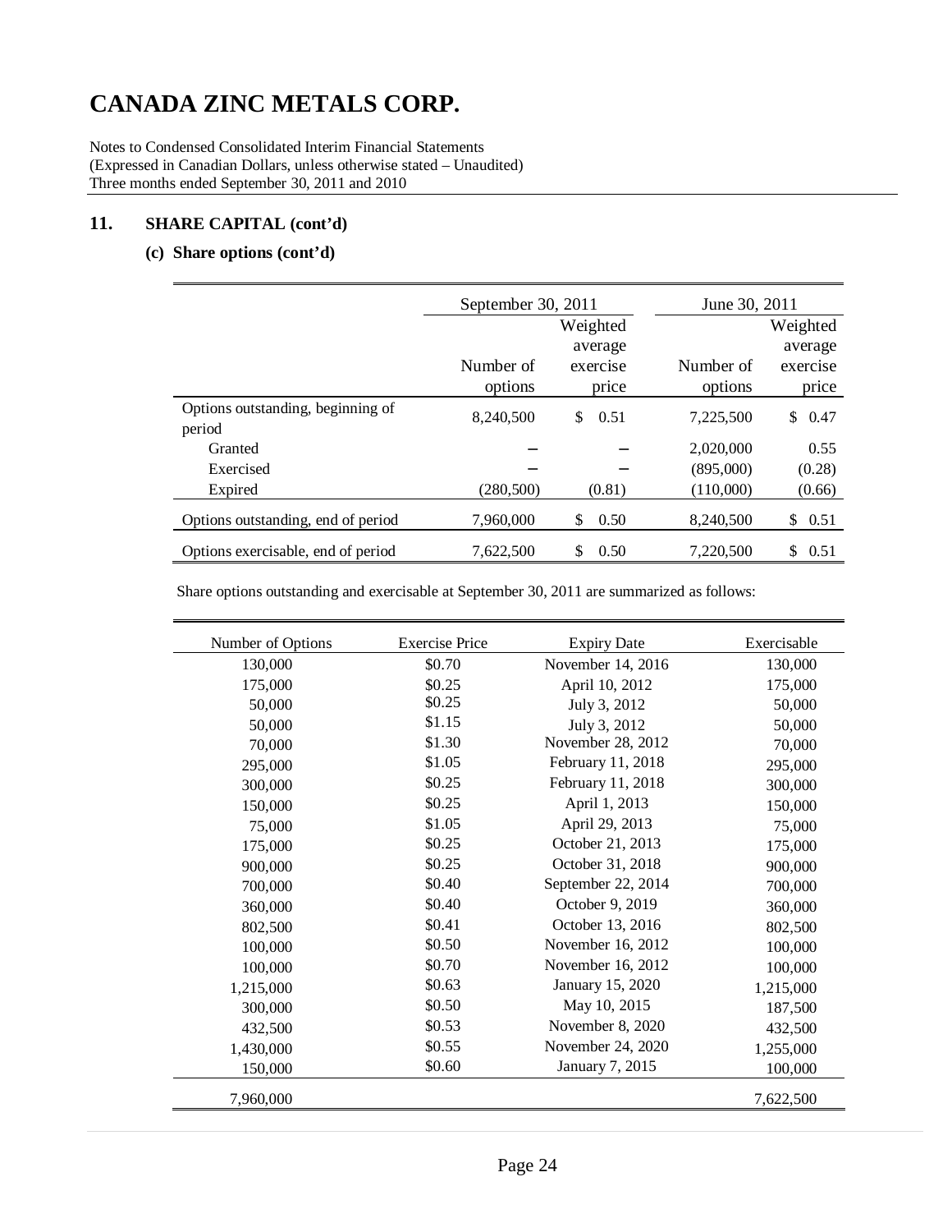# CANADA ZINC METALS CORP.

Notes to Condensed Consolidated Interim Financial Statements
(Expressed in Canadian Dollars, unless otherwise stated – Unaudited)
Three months ended September 30, 2011 and 2010

## 11. SHARE CAPITAL (cont'd)

### (c) Share options (cont'd)

| | September 30, 2011 | | June 30, 2011 | |
|---|---|---|---|---|
| | Number of options | Weighted average exercise price | Number of options | Weighted average exercise price |
| Options outstanding, beginning of period | 8,240,500 | $ 0.51 | 7,225,500 | $ 0.47 |
| Granted | – | – | 2,020,000 | 0.55 |
| Exercised | – | – | (895,000) | (0.28) |
| Expired | (280,500) | (0.81) | (110,000) | (0.66) |
| Options outstanding, end of period | 7,960,000 | $ 0.50 | 8,240,500 | $ 0.51 |
| Options exercisable, end of period | 7,622,500 | $ 0.50 | 7,220,500 | $ 0.51 |

Share options outstanding and exercisable at September 30, 2011 are summarized as follows:

| Number of Options | Exercise Price | Expiry Date | Exercisable |
|---|---|---|---|
| 130,000 | $0.70 | November 14, 2016 | 130,000 |
| 175,000 | $0.25 | April 10, 2012 | 175,000 |
| 50,000 | $0.25 | July 3, 2012 | 50,000 |
| 50,000 | $1.15 | July 3, 2012 | 50,000 |
| 70,000 | $1.30 | November 28, 2012 | 70,000 |
| 295,000 | $1.05 | February 11, 2018 | 295,000 |
| 300,000 | $0.25 | February 11, 2018 | 300,000 |
| 150,000 | $0.25 | April 1, 2013 | 150,000 |
| 75,000 | $1.05 | April 29, 2013 | 75,000 |
| 175,000 | $0.25 | October 21, 2013 | 175,000 |
| 900,000 | $0.25 | October 31, 2018 | 900,000 |
| 700,000 | $0.40 | September 22, 2014 | 700,000 |
| 360,000 | $0.40 | October 9, 2019 | 360,000 |
| 802,500 | $0.41 | October 13, 2016 | 802,500 |
| 100,000 | $0.50 | November 16, 2012 | 100,000 |
| 100,000 | $0.70 | November 16, 2012 | 100,000 |
| 1,215,000 | $0.63 | January 15, 2020 | 1,215,000 |
| 300,000 | $0.50 | May 10, 2015 | 187,500 |
| 432,500 | $0.53 | November 8, 2020 | 432,500 |
| 1,430,000 | $0.55 | November 24, 2020 | 1,255,000 |
| 150,000 | $0.60 | January 7, 2015 | 100,000 |
| 7,960,000 | | | 7,622,500 |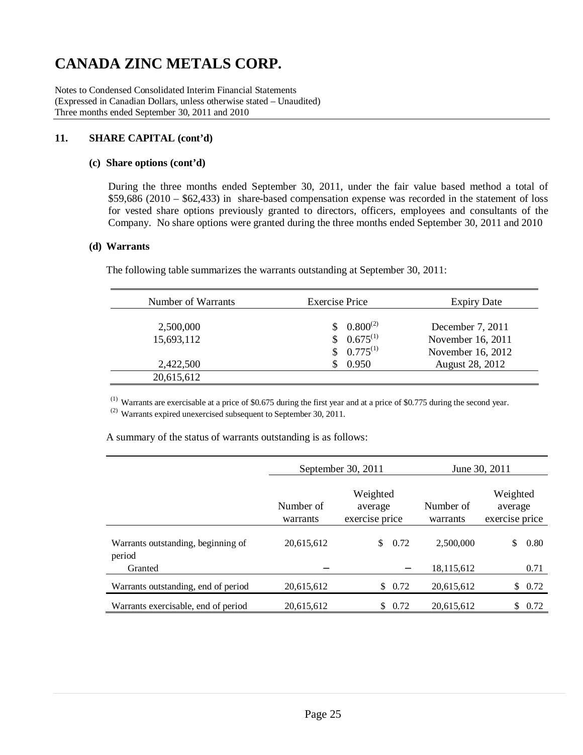# CANADA ZINC METALS CORP.

Notes to Condensed Consolidated Interim Financial Statements
(Expressed in Canadian Dollars, unless otherwise stated – Unaudited)
Three months ended September 30, 2011 and 2010

## 11. SHARE CAPITAL (cont'd)

### (c) Share options (cont'd)

During the three months ended September 30, 2011, under the fair value based method a total of \$59,686 (2010 – \$62,433) in share-based compensation expense was recorded in the statement of loss for vested share options previously granted to directors, officers, employees and consultants of the Company. No share options were granted during the three months ended September 30, 2011 and 2010

### (d) Warrants

The following table summarizes the warrants outstanding at September 30, 2011:

| Number of Warrants | Exercise Price | Expiry Date |
|---|---|---|
| 2,500,000 | \$ 0.800[2] | December 7, 2011 |
| 15,693,112 | \$ 0.675[1] | November 16, 2011 |
| | \$ 0.775[1] | November 16, 2012 |
| 2,422,500 | \$ 0.950 | August 28, 2012 |
| 20,615,612 | | |

[1] Warrants are exercisable at a price of \$0.675 during the first year and at a price of \$0.775 during the second year.
[2] Warrants expired unexercised subsequent to September 30, 2011.

A summary of the status of warrants outstanding is as follows:

| | September 30, 2011 | | June 30, 2011 | |
|---|---|---|---|---|
| | Number of warrants | Weighted average exercise price | Number of warrants | Weighted average exercise price |
| Warrants outstanding, beginning of period | 20,615,612 | \$ 0.72 | 2,500,000 | \$ 0.80 |
| Granted | – | – | 18,115,612 | 0.71 |
| Warrants outstanding, end of period | 20,615,612 | \$ 0.72 | 20,615,612 | \$ 0.72 |
| Warrants exercisable, end of period | 20,615,612 | \$ 0.72 | 20,615,612 | \$ 0.72 |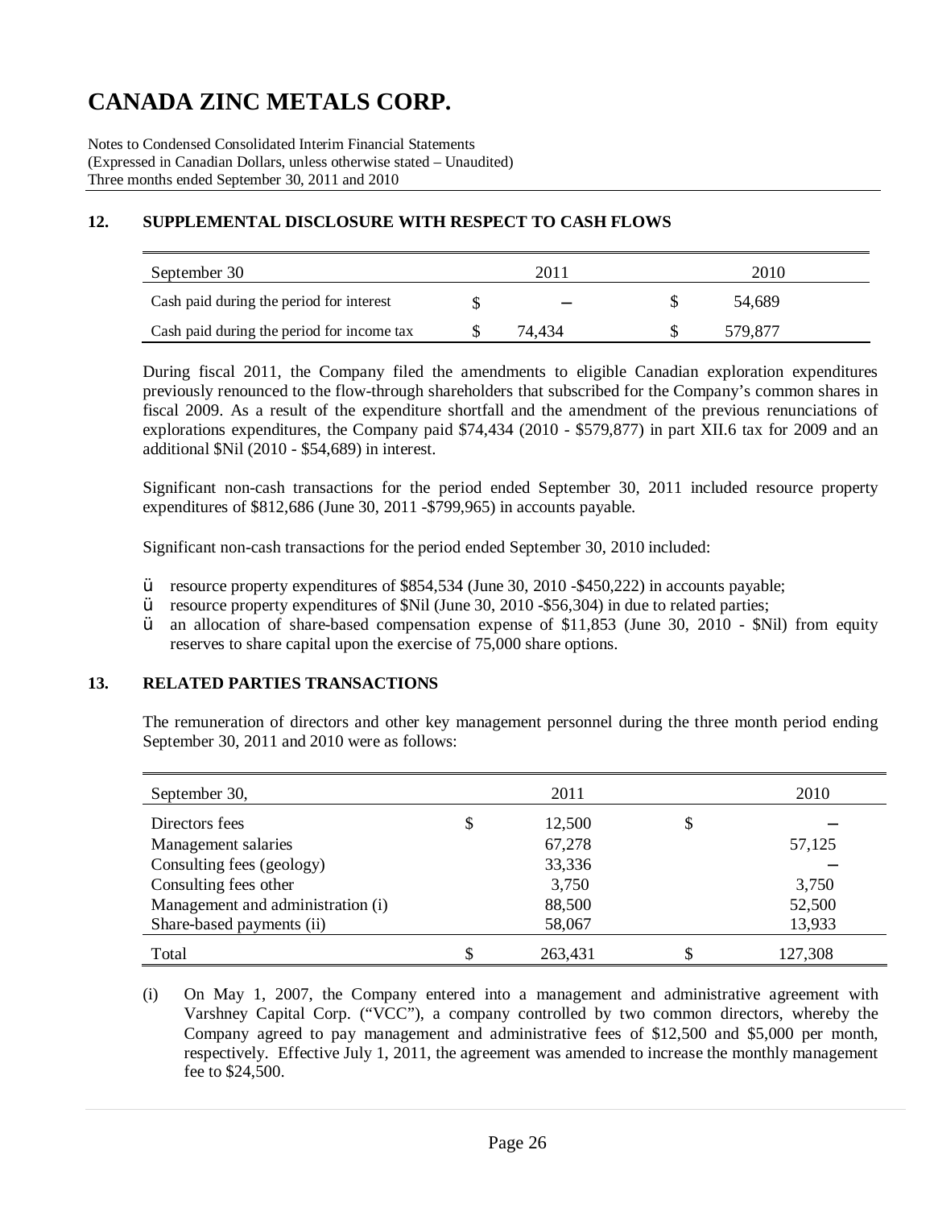# CANADA ZINC METALS CORP.

Notes to Condensed Consolidated Interim Financial Statements
(Expressed in Canadian Dollars, unless otherwise stated – Unaudited)
Three months ended September 30, 2011 and 2010

## 12. SUPPLEMENTAL DISCLOSURE WITH RESPECT TO CASH FLOWS

| September 30 | | 2011 | | 2010 |
|---|---|---|---|---|
| Cash paid during the period for interest | $ | – | $ | 54,689 |
| Cash paid during the period for income tax | $ | 74,434 | $ | 579,877 |

During fiscal 2011, the Company filed the amendments to eligible Canadian exploration expenditures previously renounced to the flow-through shareholders that subscribed for the Company's common shares in fiscal 2009. As a result of the expenditure shortfall and the amendment of the previous renunciations of explorations expenditures, the Company paid $74,434 (2010 - $579,877) in part XII.6 tax for 2009 and an additional $Nil (2010 - $54,689) in interest.

Significant non-cash transactions for the period ended September 30, 2011 included resource property expenditures of $812,686 (June 30, 2011 -$799,965) in accounts payable.

Significant non-cash transactions for the period ended September 30, 2010 included:

- resource property expenditures of $854,534 (June 30, 2010 -$450,222) in accounts payable;
- resource property expenditures of $Nil (June 30, 2010 -$56,304) in due to related parties;
- an allocation of share-based compensation expense of $11,853 (June 30, 2010 - $Nil) from equity reserves to share capital upon the exercise of 75,000 share options.

## 13. RELATED PARTIES TRANSACTIONS

The remuneration of directors and other key management personnel during the three month period ending September 30, 2011 and 2010 were as follows:

| September 30, | | 2011 | | 2010 |
|---|---|---|---|---|
| Directors fees | $ | 12,500 | $ | – |
| Management salaries | | 67,278 | | 57,125 |
| Consulting fees (geology) | | 33,336 | | – |
| Consulting fees other | | 3,750 | | 3,750 |
| Management and administration (i) | | 88,500 | | 52,500 |
| Share-based payments (ii) | | 58,067 | | 13,933 |
| Total | $ | 263,431 | $ | 127,308 |

(i) On May 1, 2007, the Company entered into a management and administrative agreement with Varshney Capital Corp. ("VCC"), a company controlled by two common directors, whereby the Company agreed to pay management and administrative fees of $12,500 and $5,000 per month, respectively. Effective July 1, 2011, the agreement was amended to increase the monthly management fee to $24,500.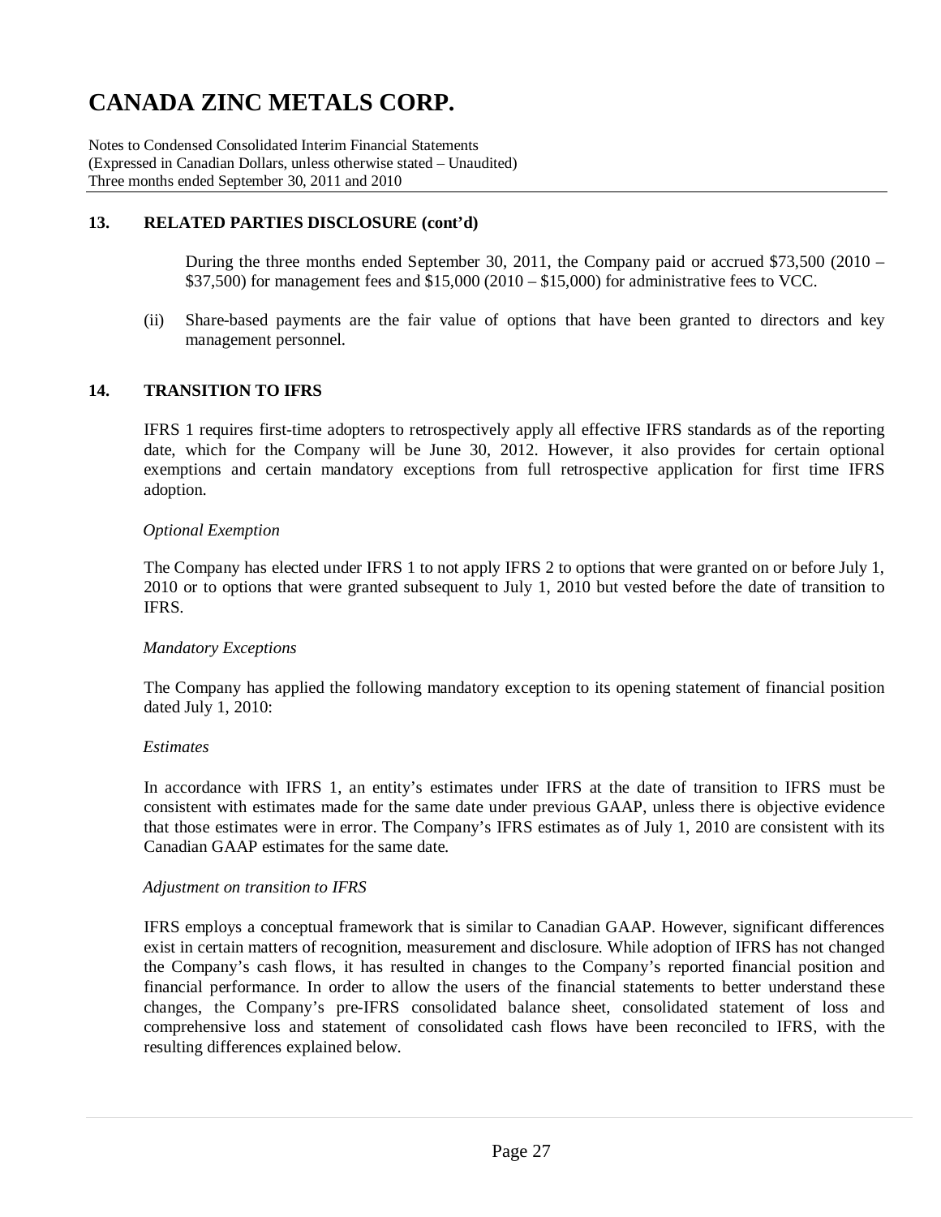# CANADA ZINC METALS CORP.

Notes to Condensed Consolidated Interim Financial Statements
(Expressed in Canadian Dollars, unless otherwise stated – Unaudited)
Three months ended September 30, 2011 and 2010

## 13. RELATED PARTIES DISCLOSURE (cont'd)

During the three months ended September 30, 2011, the Company paid or accrued $73,500 (2010 – $37,500) for management fees and $15,000 (2010 – $15,000) for administrative fees to VCC.

(ii) Share-based payments are the fair value of options that have been granted to directors and key management personnel.

## 14. TRANSITION TO IFRS

IFRS 1 requires first-time adopters to retrospectively apply all effective IFRS standards as of the reporting date, which for the Company will be June 30, 2012. However, it also provides for certain optional exemptions and certain mandatory exceptions from full retrospective application for first time IFRS adoption.

*Optional Exemption*

The Company has elected under IFRS 1 to not apply IFRS 2 to options that were granted on or before July 1, 2010 or to options that were granted subsequent to July 1, 2010 but vested before the date of transition to IFRS.

*Mandatory Exceptions*

The Company has applied the following mandatory exception to its opening statement of financial position dated July 1, 2010:

*Estimates*

In accordance with IFRS 1, an entity's estimates under IFRS at the date of transition to IFRS must be consistent with estimates made for the same date under previous GAAP, unless there is objective evidence that those estimates were in error. The Company's IFRS estimates as of July 1, 2010 are consistent with its Canadian GAAP estimates for the same date.

*Adjustment on transition to IFRS*

IFRS employs a conceptual framework that is similar to Canadian GAAP. However, significant differences exist in certain matters of recognition, measurement and disclosure. While adoption of IFRS has not changed the Company's cash flows, it has resulted in changes to the Company's reported financial position and financial performance. In order to allow the users of the financial statements to better understand these changes, the Company's pre-IFRS consolidated balance sheet, consolidated statement of loss and comprehensive loss and statement of consolidated cash flows have been reconciled to IFRS, with the resulting differences explained below.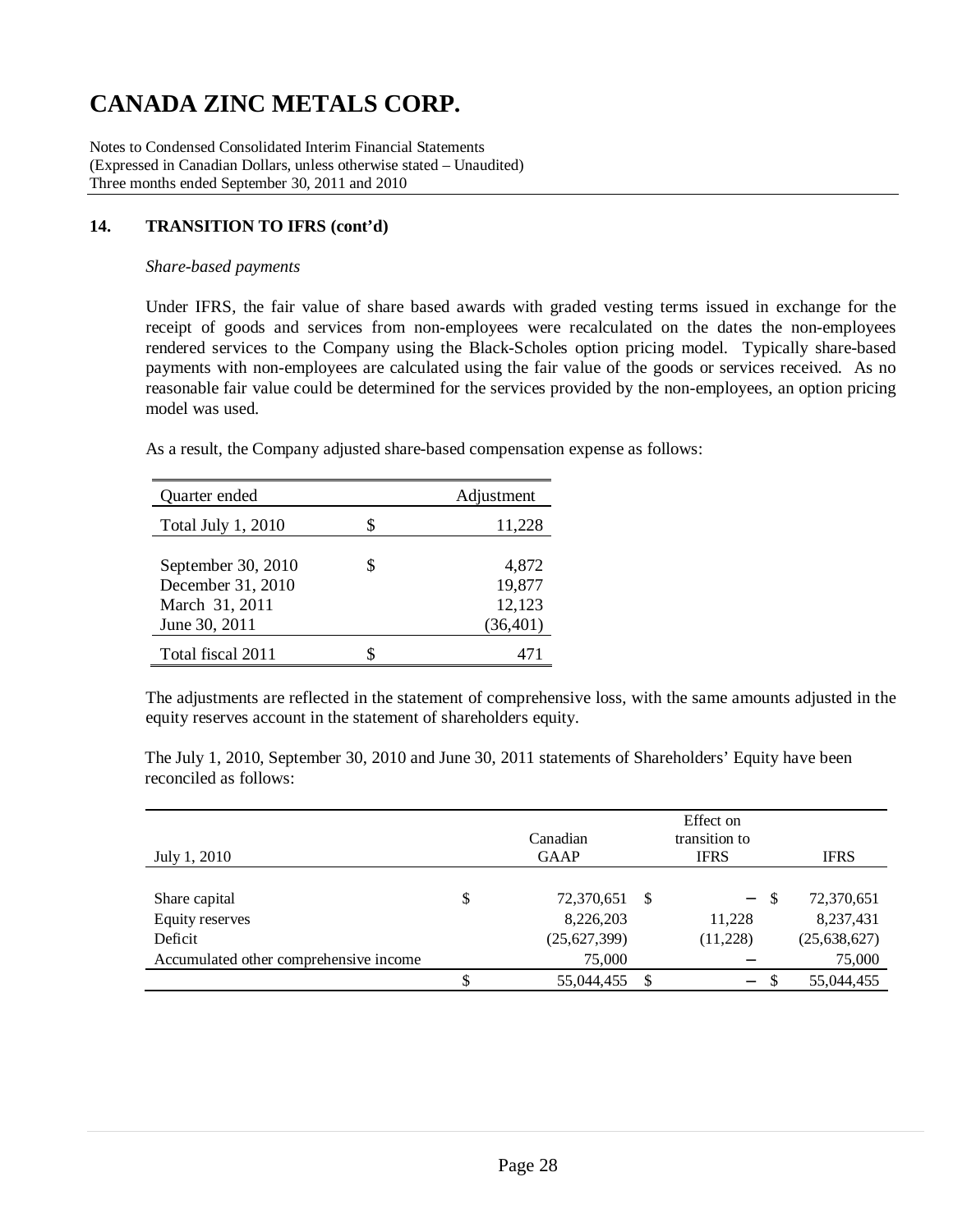# CANADA ZINC METALS CORP.

Notes to Condensed Consolidated Interim Financial Statements
(Expressed in Canadian Dollars, unless otherwise stated – Unaudited)
Three months ended September 30, 2011 and 2010

## 14. TRANSITION TO IFRS (cont'd)

*Share-based payments*

Under IFRS, the fair value of share based awards with graded vesting terms issued in exchange for the receipt of goods and services from non-employees were recalculated on the dates the non-employees rendered services to the Company using the Black-Scholes option pricing model. Typically share-based payments with non-employees are calculated using the fair value of the goods or services received. As no reasonable fair value could be determined for the services provided by the non-employees, an option pricing model was used.

As a result, the Company adjusted share-based compensation expense as follows:

| Quarter ended | | Adjustment |
|---|---|---|
| Total July 1, 2010 | $ | 11,228 |
| | | |
| September 30, 2010 | $ | 4,872 |
| December 31, 2010 | | 19,877 |
| March 31, 2011 | | 12,123 |
| June 30, 2011 | | (36,401) |
| Total fiscal 2011 | $ | 471 |

The adjustments are reflected in the statement of comprehensive loss, with the same amounts adjusted in the equity reserves account in the statement of shareholders equity.

The July 1, 2010, September 30, 2010 and June 30, 2011 statements of Shareholders' Equity have been reconciled as follows:

| July 1, 2010 | | Canadian GAAP | | Effect on transition to IFRS | | IFRS |
|---|---|---|---|---|---|---|
| Share capital | $ | 72,370,651 | $ | – | $ | 72,370,651 |
| Equity reserves | | 8,226,203 | | 11,228 | | 8,237,431 |
| Deficit | | (25,627,399) | | (11,228) | | (25,638,627) |
| Accumulated other comprehensive income | | 75,000 | | – | | 75,000 |
| | $ | 55,044,455 | $ | – | $ | 55,044,455 |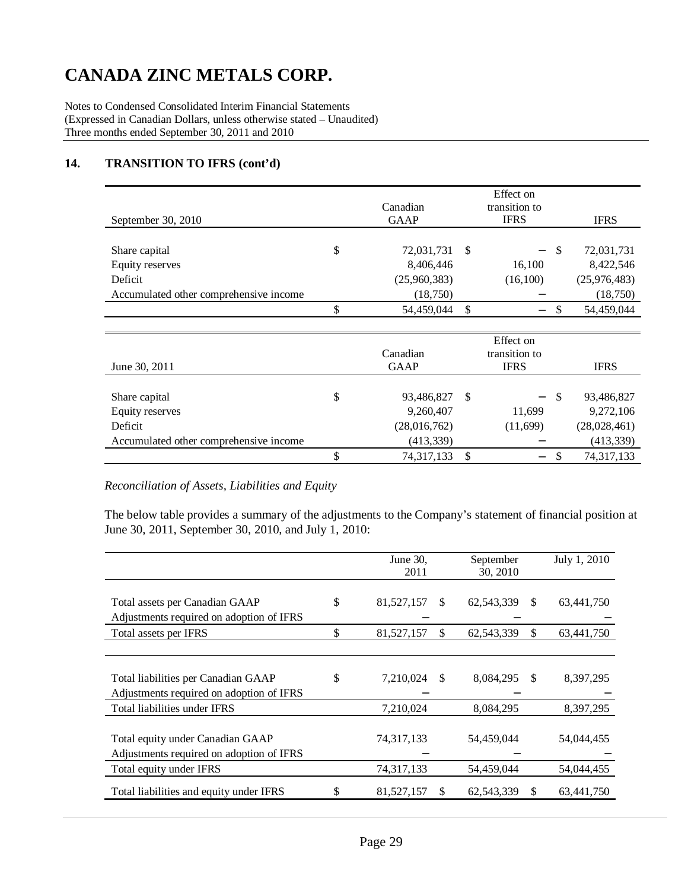# CANADA ZINC METALS CORP.

Notes to Condensed Consolidated Interim Financial Statements
(Expressed in Canadian Dollars, unless otherwise stated – Unaudited)
Three months ended September 30, 2011 and 2010

## 14. TRANSITION TO IFRS (cont'd)

| September 30, 2010 | | Canadian GAAP | | Effect on transition to IFRS | | IFRS |
|---|---|---|---|---|---|---|
| Share capital | $ | 72,031,731 | $ | – | $ | 72,031,731 |
| Equity reserves | | 8,406,446 | | 16,100 | | 8,422,546 |
| Deficit | | (25,960,383) | | (16,100) | | (25,976,483) |
| Accumulated other comprehensive income | | (18,750) | | – | | (18,750) |
| | $ | 54,459,044 | $ | – | $ | 54,459,044 |

| June 30, 2011 | | Canadian GAAP | | Effect on transition to IFRS | | IFRS |
|---|---|---|---|---|---|---|
| Share capital | $ | 93,486,827 | $ | – | $ | 93,486,827 |
| Equity reserves | | 9,260,407 | | 11,699 | | 9,272,106 |
| Deficit | | (28,016,762) | | (11,699) | | (28,028,461) |
| Accumulated other comprehensive income | | (413,339) | | – | | (413,339) |
| | $ | 74,317,133 | $ | – | $ | 74,317,133 |

*Reconciliation of Assets, Liabilities and Equity*

The below table provides a summary of the adjustments to the Company's statement of financial position at June 30, 2011, September 30, 2010, and July 1, 2010:

| | | June 30, 2011 | | September 30, 2010 | | July 1, 2010 |
|---|---|---|---|---|---|---|
| Total assets per Canadian GAAP | $ | 81,527,157 | $ | 62,543,339 | $ | 63,441,750 |
| Adjustments required on adoption of IFRS | | – | | – | | – |
| Total assets per IFRS | $ | 81,527,157 | $ | 62,543,339 | $ | 63,441,750 |
| | | | | | | |
| Total liabilities per Canadian GAAP | $ | 7,210,024 | $ | 8,084,295 | $ | 8,397,295 |
| Adjustments required on adoption of IFRS | | – | | – | | – |
| Total liabilities under IFRS | | 7,210,024 | | 8,084,295 | | 8,397,295 |
| | | | | | | |
| Total equity under Canadian GAAP | | 74,317,133 | | 54,459,044 | | 54,044,455 |
| Adjustments required on adoption of IFRS | | – | | – | | – |
| Total equity under IFRS | | 74,317,133 | | 54,459,044 | | 54,044,455 |
| Total liabilities and equity under IFRS | $ | 81,527,157 | $ | 62,543,339 | $ | 63,441,750 |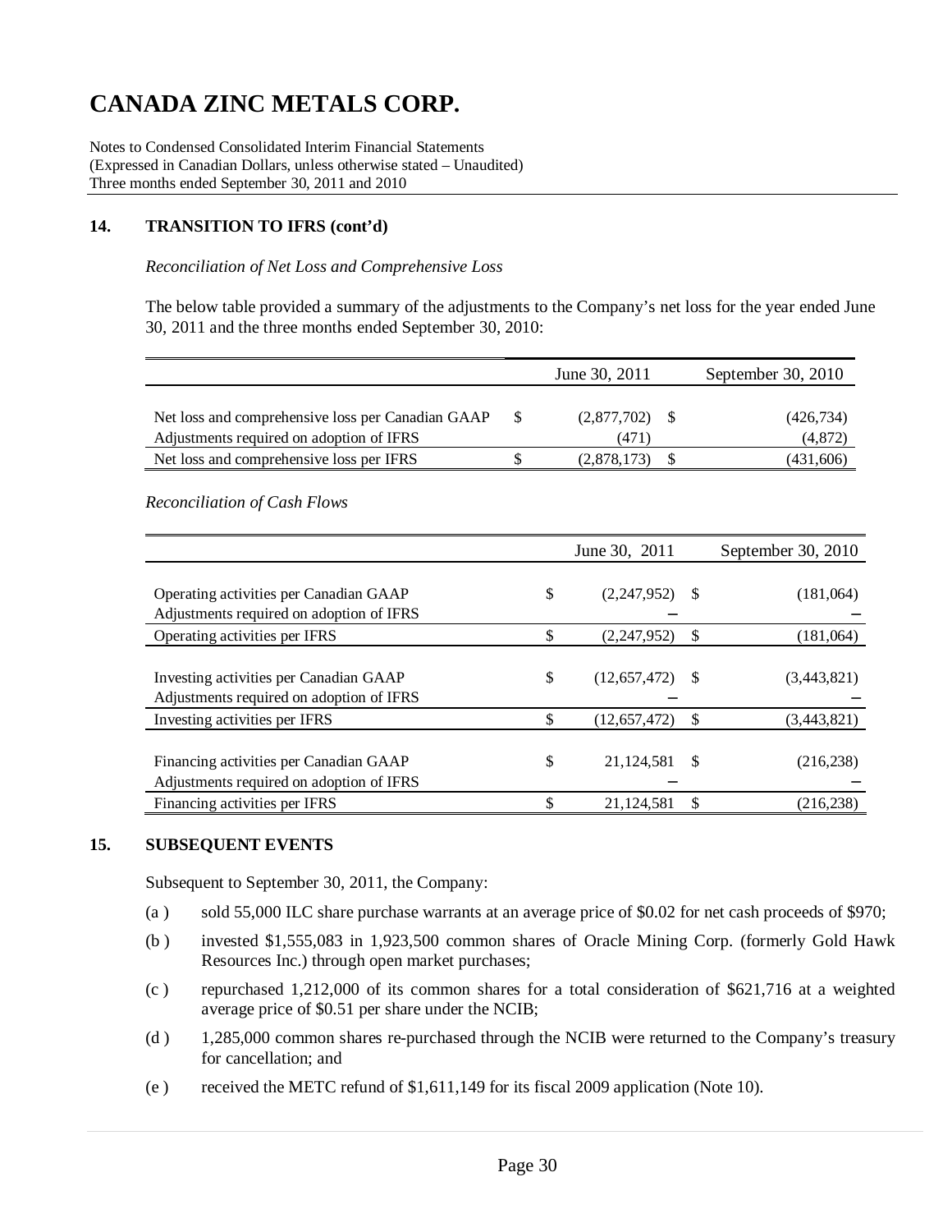# CANADA ZINC METALS CORP.

Notes to Condensed Consolidated Interim Financial Statements
(Expressed in Canadian Dollars, unless otherwise stated – Unaudited)
Three months ended September 30, 2011 and 2010

## 14. TRANSITION TO IFRS (cont'd)

*Reconciliation of Net Loss and Comprehensive Loss*

The below table provided a summary of the adjustments to the Company's net loss for the year ended June 30, 2011 and the three months ended September 30, 2010:

| | | June 30, 2011 | | September 30, 2010 |
|---|---|---|---|---|
| Net loss and comprehensive loss per Canadian GAAP | $ | (2,877,702) | $ | (426,734) |
| Adjustments required on adoption of IFRS | | (471) | | (4,872) |
| Net loss and comprehensive loss per IFRS | $ | (2,878,173) | $ | (431,606) |

*Reconciliation of Cash Flows*

| | | June 30, 2011 | | September 30, 2010 |
|---|---|---|---|---|
| Operating activities per Canadian GAAP | $ | (2,247,952) | $ | (181,064) |
| Adjustments required on adoption of IFRS | | – | | – |
| Operating activities per IFRS | $ | (2,247,952) | $ | (181,064) |
| Investing activities per Canadian GAAP | $ | (12,657,472) | $ | (3,443,821) |
| Adjustments required on adoption of IFRS | | – | | – |
| Investing activities per IFRS | $ | (12,657,472) | $ | (3,443,821) |
| Financing activities per Canadian GAAP | $ | 21,124,581 | $ | (216,238) |
| Adjustments required on adoption of IFRS | | – | | – |
| Financing activities per IFRS | $ | 21,124,581 | $ | (216,238) |

## 15. SUBSEQUENT EVENTS

Subsequent to September 30, 2011, the Company:

(a ) sold 55,000 ILC share purchase warrants at an average price of $0.02 for net cash proceeds of $970;

(b ) invested $1,555,083 in 1,923,500 common shares of Oracle Mining Corp. (formerly Gold Hawk Resources Inc.) through open market purchases;

(c ) repurchased 1,212,000 of its common shares for a total consideration of $621,716 at a weighted average price of $0.51 per share under the NCIB;

(d ) 1,285,000 common shares re-purchased through the NCIB were returned to the Company's treasury for cancellation; and

(e ) received the METC refund of $1,611,149 for its fiscal 2009 application (Note 10).